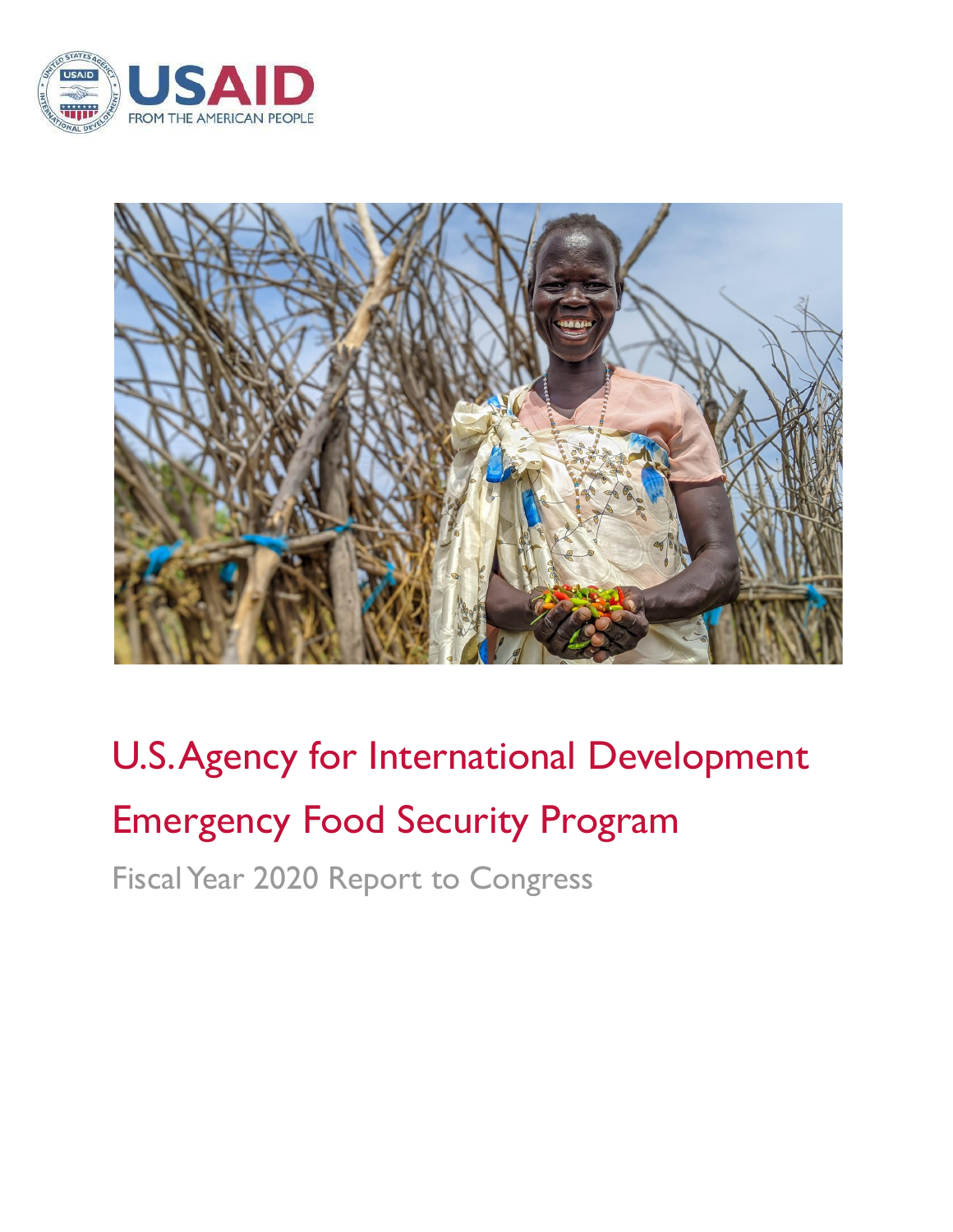# U.S. Agency for International Development

# Emergency Food Security Program

Fiscal Year 2020 Report to Congress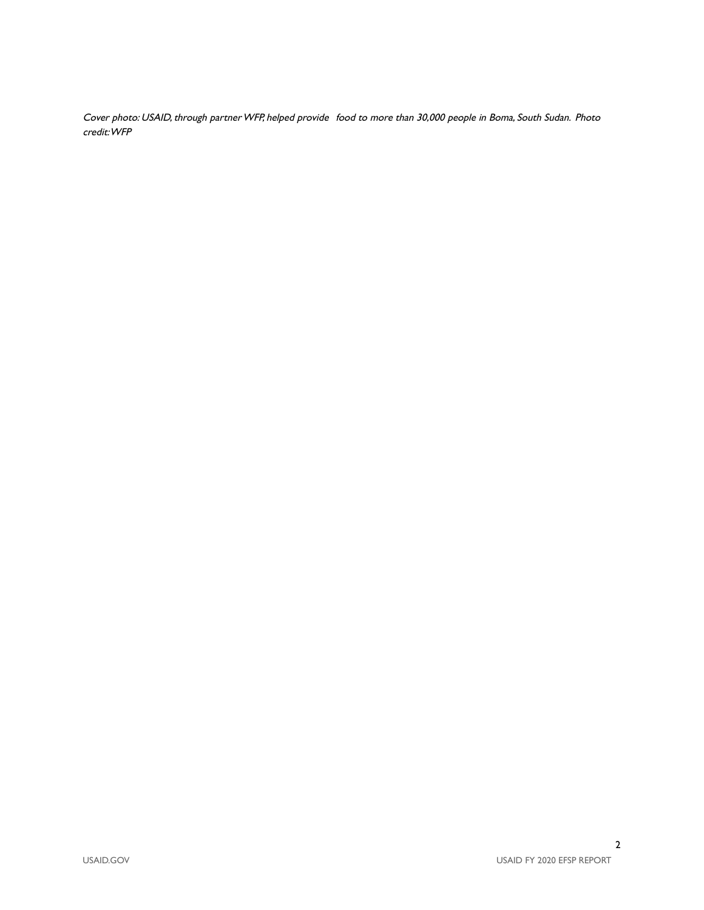*Cover photo: USAID, through partner WFP, helped provide food to more than 30,000 people in Boma, South Sudan. Photo credit: WFP*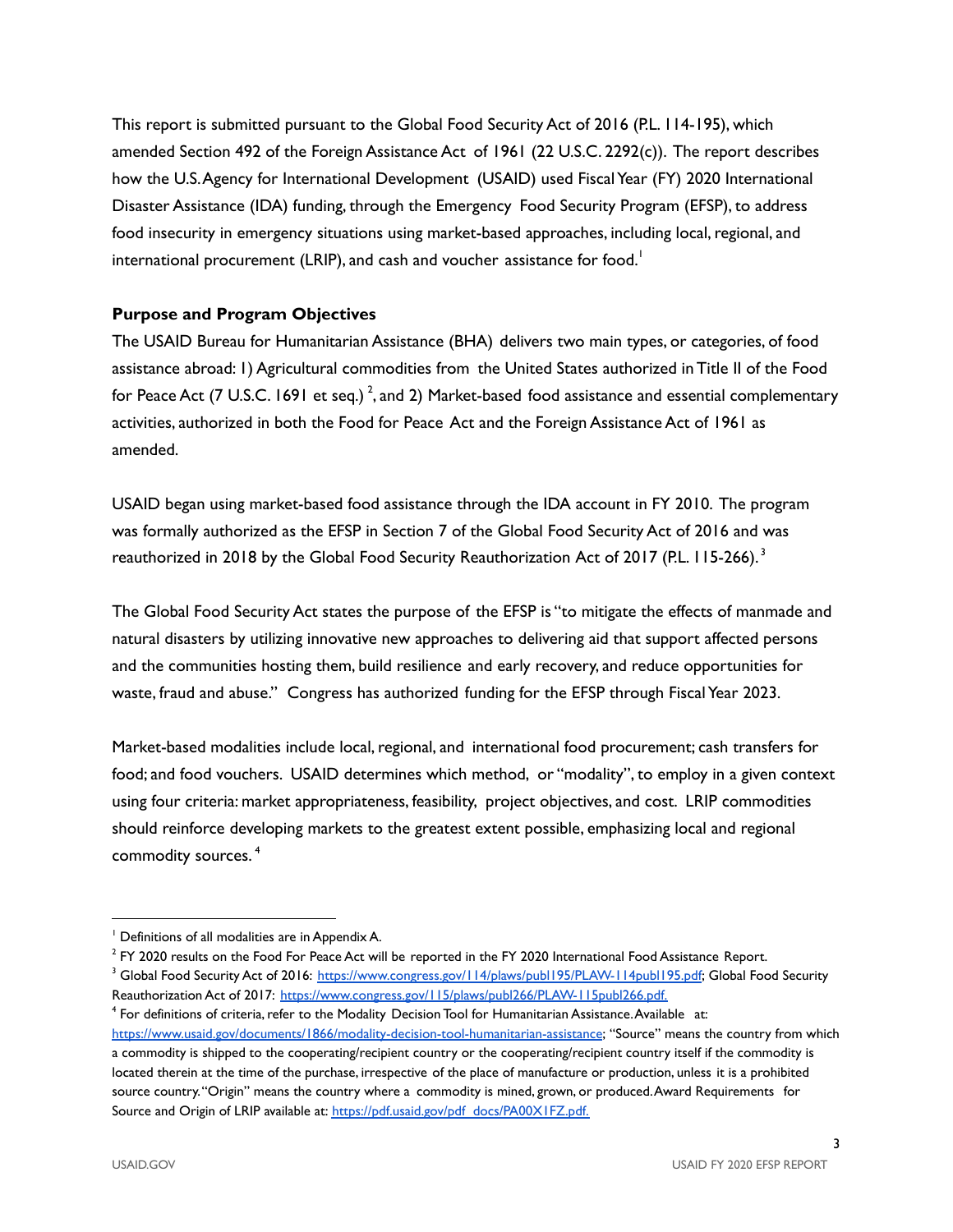This report is submitted pursuant to the Global Food Security Act of 2016 (P.L. 114-195), which amended Section 492 of the Foreign Assistance Act of 1961 (22 U.S.C. 2292(c)). The report describes how the U.S. Agency for International Development (USAID) used Fiscal Year (FY) 2020 International Disaster Assistance (IDA) funding, through the Emergency Food Security Program (EFSP), to address food insecurity in emergency situations using market-based approaches, including local, regional, and international procurement (LRIP), and cash and voucher assistance for food.[1]

**Purpose and Program Objectives**

The USAID Bureau for Humanitarian Assistance (BHA) delivers two main types, or categories, of food assistance abroad: 1) Agricultural commodities from the United States authorized in Title II of the Food for Peace Act (7 U.S.C. 1691 et seq.)[2], and 2) Market-based food assistance and essential complementary activities, authorized in both the Food for Peace Act and the Foreign Assistance Act of 1961 as amended.

USAID began using market-based food assistance through the IDA account in FY 2010. The program was formally authorized as the EFSP in Section 7 of the Global Food Security Act of 2016 and was reauthorized in 2018 by the Global Food Security Reauthorization Act of 2017 (P.L. 115-266).[3]

The Global Food Security Act states the purpose of the EFSP is "to mitigate the effects of manmade and natural disasters by utilizing innovative new approaches to delivering aid that support affected persons and the communities hosting them, build resilience and early recovery, and reduce opportunities for waste, fraud and abuse." Congress has authorized funding for the EFSP through Fiscal Year 2023.

Market-based modalities include local, regional, and international food procurement; cash transfers for food; and food vouchers. USAID determines which method, or "modality", to employ in a given context using four criteria: market appropriateness, feasibility, project objectives, and cost. LRIP commodities should reinforce developing markets to the greatest extent possible, emphasizing local and regional commodity sources.[4]

---

[1] Definitions of all modalities are in Appendix A.

[2] FY 2020 results on the Food For Peace Act will be reported in the FY 2020 International Food Assistance Report.

[3] Global Food Security Act of 2016: https://www.congress.gov/114/plaws/publ195/PLAW-114publ195.pdf; Global Food Security Reauthorization Act of 2017: https://www.congress.gov/115/plaws/publ266/PLAW-115publ266.pdf.

[4] For definitions of criteria, refer to the Modality Decision Tool for Humanitarian Assistance. Available at: https://www.usaid.gov/documents/1866/modality-decision-tool-humanitarian-assistance; "Source" means the country from which a commodity is shipped to the cooperating/recipient country or the cooperating/recipient country itself if the commodity is located therein at the time of the purchase, irrespective of the place of manufacture or production, unless it is a prohibited source country. "Origin" means the country where a commodity is mined, grown, or produced. Award Requirements for Source and Origin of LRIP available at: https://pdf.usaid.gov/pdf_docs/PA00X1FZ.pdf.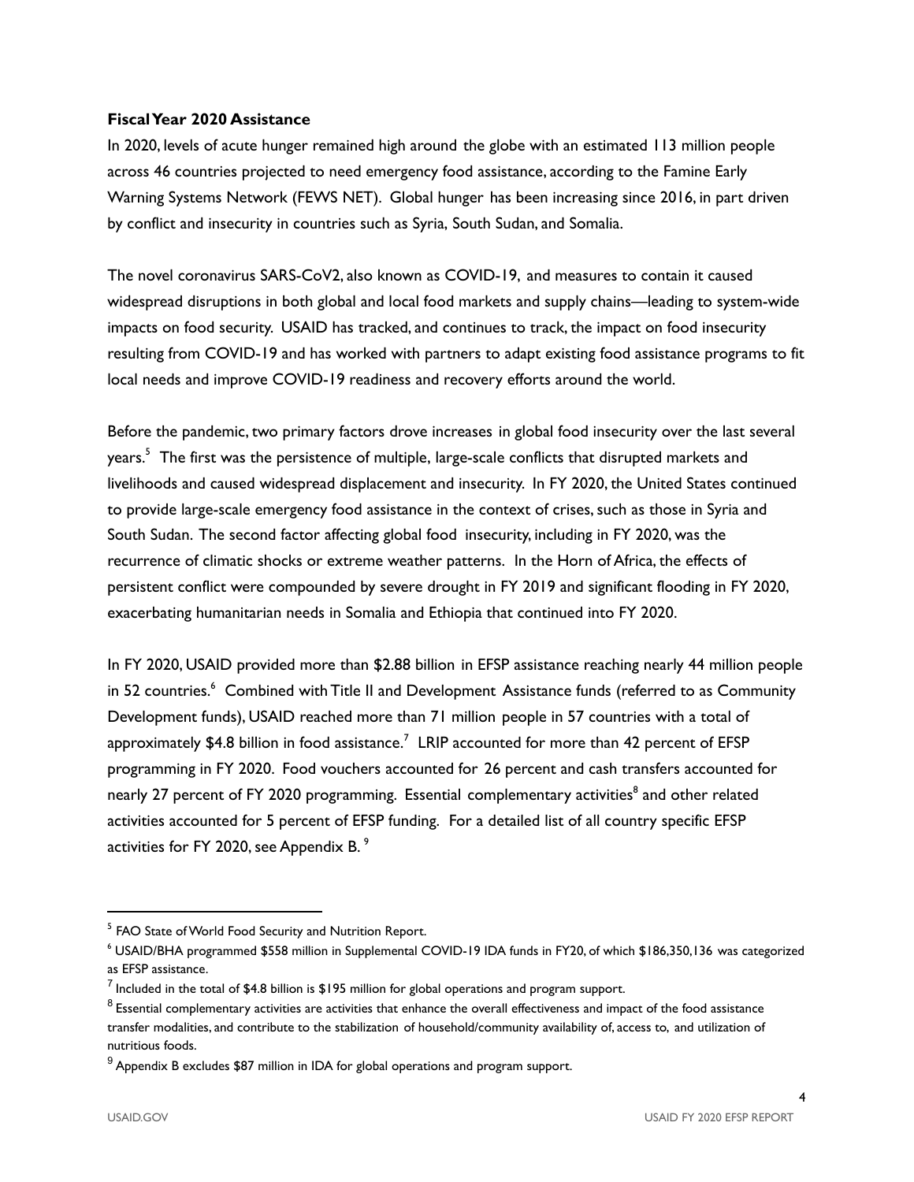**Fiscal Year 2020 Assistance**

In 2020, levels of acute hunger remained high around the globe with an estimated 113 million people across 46 countries projected to need emergency food assistance, according to the Famine Early Warning Systems Network (FEWS NET). Global hunger has been increasing since 2016, in part driven by conflict and insecurity in countries such as Syria, South Sudan, and Somalia.

The novel coronavirus SARS-CoV2, also known as COVID-19, and measures to contain it caused widespread disruptions in both global and local food markets and supply chains—leading to system-wide impacts on food security. USAID has tracked, and continues to track, the impact on food insecurity resulting from COVID-19 and has worked with partners to adapt existing food assistance programs to fit local needs and improve COVID-19 readiness and recovery efforts around the world.

Before the pandemic, two primary factors drove increases in global food insecurity over the last several years.[5] The first was the persistence of multiple, large-scale conflicts that disrupted markets and livelihoods and caused widespread displacement and insecurity. In FY 2020, the United States continued to provide large-scale emergency food assistance in the context of crises, such as those in Syria and South Sudan. The second factor affecting global food insecurity, including in FY 2020, was the recurrence of climatic shocks or extreme weather patterns. In the Horn of Africa, the effects of persistent conflict were compounded by severe drought in FY 2019 and significant flooding in FY 2020, exacerbating humanitarian needs in Somalia and Ethiopia that continued into FY 2020.

In FY 2020, USAID provided more than $2.88 billion in EFSP assistance reaching nearly 44 million people in 52 countries.[6] Combined with Title II and Development Assistance funds (referred to as Community Development funds), USAID reached more than 71 million people in 57 countries with a total of approximately $4.8 billion in food assistance.[7] LRIP accounted for more than 42 percent of EFSP programming in FY 2020. Food vouchers accounted for 26 percent and cash transfers accounted for nearly 27 percent of FY 2020 programming. Essential complementary activities[8] and other related activities accounted for 5 percent of EFSP funding. For a detailed list of all country specific EFSP activities for FY 2020, see Appendix B.[9]

---

[5] FAO State of World Food Security and Nutrition Report.

[6] USAID/BHA programmed $558 million in Supplemental COVID-19 IDA funds in FY20, of which $186,350,136 was categorized as EFSP assistance.

[7] Included in the total of $4.8 billion is $195 million for global operations and program support.

[8] Essential complementary activities are activities that enhance the overall effectiveness and impact of the food assistance transfer modalities, and contribute to the stabilization of household/community availability of, access to, and utilization of nutritious foods.

[9] Appendix B excludes $87 million in IDA for global operations and program support.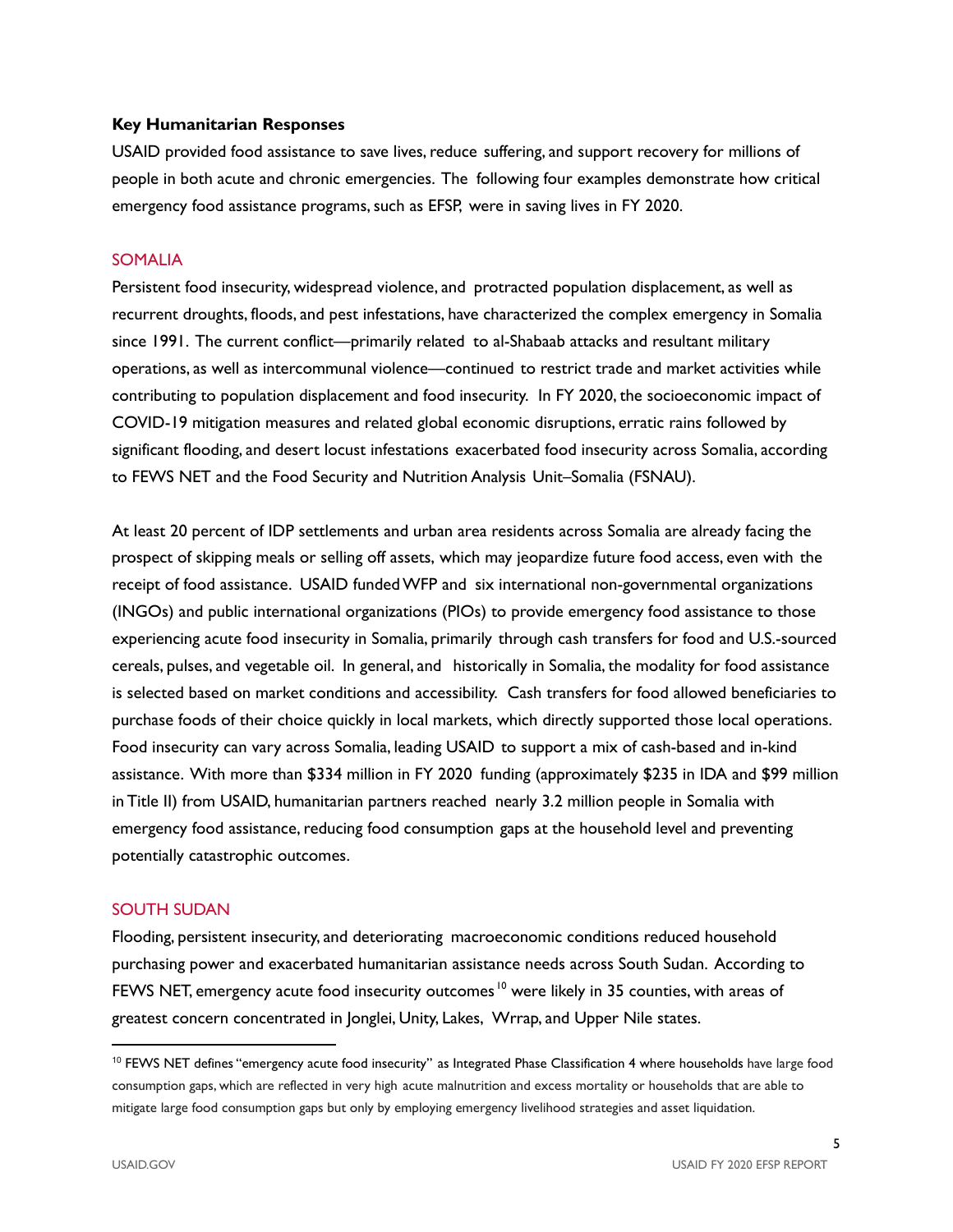**Key Humanitarian Responses**

USAID provided food assistance to save lives, reduce suffering, and support recovery for millions of people in both acute and chronic emergencies. The following four examples demonstrate how critical emergency food assistance programs, such as EFSP, were in saving lives in FY 2020.

### SOMALIA

Persistent food insecurity, widespread violence, and protracted population displacement, as well as recurrent droughts, floods, and pest infestations, have characterized the complex emergency in Somalia since 1991. The current conflict—primarily related to al-Shabaab attacks and resultant military operations, as well as intercommunal violence—continued to restrict trade and market activities while contributing to population displacement and food insecurity. In FY 2020, the socioeconomic impact of COVID-19 mitigation measures and related global economic disruptions, erratic rains followed by significant flooding, and desert locust infestations exacerbated food insecurity across Somalia, according to FEWS NET and the Food Security and Nutrition Analysis Unit–Somalia (FSNAU).

At least 20 percent of IDP settlements and urban area residents across Somalia are already facing the prospect of skipping meals or selling off assets, which may jeopardize future food access, even with the receipt of food assistance. USAID funded WFP and six international non-governmental organizations (INGOs) and public international organizations (PIOs) to provide emergency food assistance to those experiencing acute food insecurity in Somalia, primarily through cash transfers for food and U.S.-sourced cereals, pulses, and vegetable oil. In general, and historically in Somalia, the modality for food assistance is selected based on market conditions and accessibility. Cash transfers for food allowed beneficiaries to purchase foods of their choice quickly in local markets, which directly supported those local operations. Food insecurity can vary across Somalia, leading USAID to support a mix of cash-based and in-kind assistance. With more than $334 million in FY 2020 funding (approximately $235 in IDA and $99 million in Title II) from USAID, humanitarian partners reached nearly 3.2 million people in Somalia with emergency food assistance, reducing food consumption gaps at the household level and preventing potentially catastrophic outcomes.

### SOUTH SUDAN

Flooding, persistent insecurity, and deteriorating macroeconomic conditions reduced household purchasing power and exacerbated humanitarian assistance needs across South Sudan. According to FEWS NET, emergency acute food insecurity outcomes[10] were likely in 35 counties, with areas of greatest concern concentrated in Jonglei, Unity, Lakes, Wrrap, and Upper Nile states.

---

[10] FEWS NET defines "emergency acute food insecurity" as Integrated Phase Classification 4 where households have large food consumption gaps, which are reflected in very high acute malnutrition and excess mortality or households that are able to mitigate large food consumption gaps but only by employing emergency livelihood strategies and asset liquidation.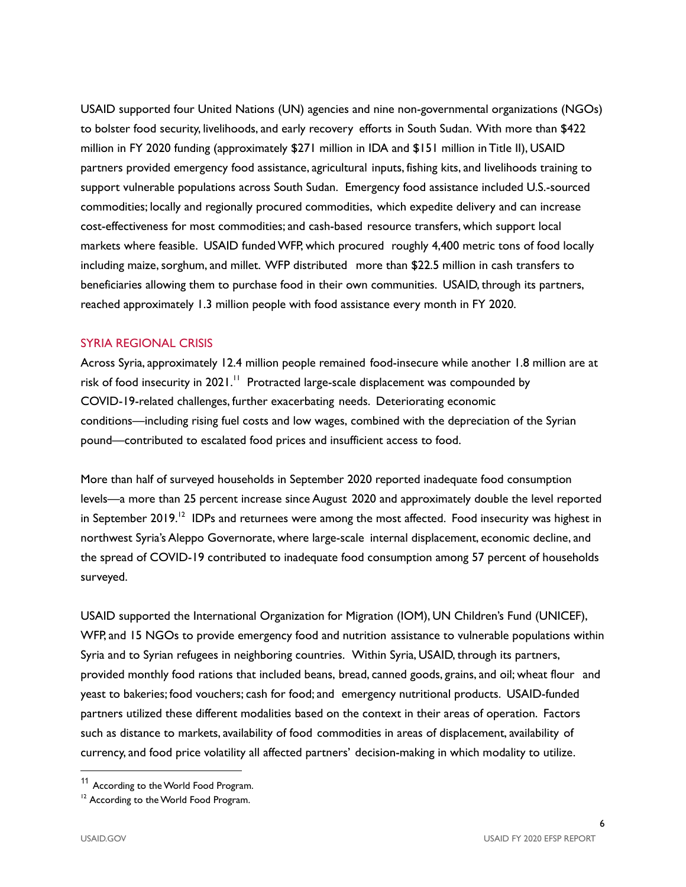USAID supported four United Nations (UN) agencies and nine non-governmental organizations (NGOs) to bolster food security, livelihoods, and early recovery efforts in South Sudan. With more than $422 million in FY 2020 funding (approximately $271 million in IDA and $151 million in Title II), USAID partners provided emergency food assistance, agricultural inputs, fishing kits, and livelihoods training to support vulnerable populations across South Sudan. Emergency food assistance included U.S.-sourced commodities; locally and regionally procured commodities, which expedite delivery and can increase cost-effectiveness for most commodities; and cash-based resource transfers, which support local markets where feasible. USAID funded WFP, which procured roughly 4,400 metric tons of food locally including maize, sorghum, and millet. WFP distributed more than $22.5 million in cash transfers to beneficiaries allowing them to purchase food in their own communities. USAID, through its partners, reached approximately 1.3 million people with food assistance every month in FY 2020.

## SYRIA REGIONAL CRISIS

Across Syria, approximately 12.4 million people remained food-insecure while another 1.8 million are at risk of food insecurity in 2021.[11] Protracted large-scale displacement was compounded by COVID-19-related challenges, further exacerbating needs. Deteriorating economic conditions—including rising fuel costs and low wages, combined with the depreciation of the Syrian pound—contributed to escalated food prices and insufficient access to food.

More than half of surveyed households in September 2020 reported inadequate food consumption levels—a more than 25 percent increase since August 2020 and approximately double the level reported in September 2019.[12] IDPs and returnees were among the most affected. Food insecurity was highest in northwest Syria's Aleppo Governorate, where large-scale internal displacement, economic decline, and the spread of COVID-19 contributed to inadequate food consumption among 57 percent of households surveyed.

USAID supported the International Organization for Migration (IOM), UN Children's Fund (UNICEF), WFP, and 15 NGOs to provide emergency food and nutrition assistance to vulnerable populations within Syria and to Syrian refugees in neighboring countries. Within Syria, USAID, through its partners, provided monthly food rations that included beans, bread, canned goods, grains, and oil; wheat flour and yeast to bakeries; food vouchers; cash for food; and emergency nutritional products. USAID-funded partners utilized these different modalities based on the context in their areas of operation. Factors such as distance to markets, availability of food commodities in areas of displacement, availability of currency, and food price volatility all affected partners' decision-making in which modality to utilize.

[11] According to the World Food Program.

[12] According to the World Food Program.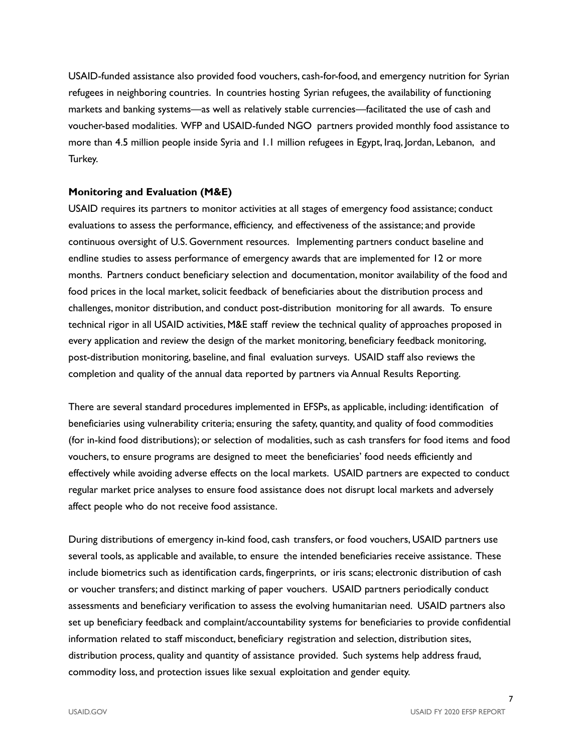USAID-funded assistance also provided food vouchers, cash-for-food, and emergency nutrition for Syrian refugees in neighboring countries. In countries hosting Syrian refugees, the availability of functioning markets and banking systems—as well as relatively stable currencies—facilitated the use of cash and voucher-based modalities. WFP and USAID-funded NGO partners provided monthly food assistance to more than 4.5 million people inside Syria and 1.1 million refugees in Egypt, Iraq, Jordan, Lebanon, and Turkey.

**Monitoring and Evaluation (M&E)**

USAID requires its partners to monitor activities at all stages of emergency food assistance; conduct evaluations to assess the performance, efficiency, and effectiveness of the assistance; and provide continuous oversight of U.S. Government resources. Implementing partners conduct baseline and endline studies to assess performance of emergency awards that are implemented for 12 or more months. Partners conduct beneficiary selection and documentation, monitor availability of the food and food prices in the local market, solicit feedback of beneficiaries about the distribution process and challenges, monitor distribution, and conduct post-distribution monitoring for all awards. To ensure technical rigor in all USAID activities, M&E staff review the technical quality of approaches proposed in every application and review the design of the market monitoring, beneficiary feedback monitoring, post-distribution monitoring, baseline, and final evaluation surveys. USAID staff also reviews the completion and quality of the annual data reported by partners via Annual Results Reporting.

There are several standard procedures implemented in EFSPs, as applicable, including: identification of beneficiaries using vulnerability criteria; ensuring the safety, quantity, and quality of food commodities (for in-kind food distributions); or selection of modalities, such as cash transfers for food items and food vouchers, to ensure programs are designed to meet the beneficiaries' food needs efficiently and effectively while avoiding adverse effects on the local markets. USAID partners are expected to conduct regular market price analyses to ensure food assistance does not disrupt local markets and adversely affect people who do not receive food assistance.

During distributions of emergency in-kind food, cash transfers, or food vouchers, USAID partners use several tools, as applicable and available, to ensure the intended beneficiaries receive assistance. These include biometrics such as identification cards, fingerprints, or iris scans; electronic distribution of cash or voucher transfers; and distinct marking of paper vouchers. USAID partners periodically conduct assessments and beneficiary verification to assess the evolving humanitarian need. USAID partners also set up beneficiary feedback and complaint/accountability systems for beneficiaries to provide confidential information related to staff misconduct, beneficiary registration and selection, distribution sites, distribution process, quality and quantity of assistance provided. Such systems help address fraud, commodity loss, and protection issues like sexual exploitation and gender equity.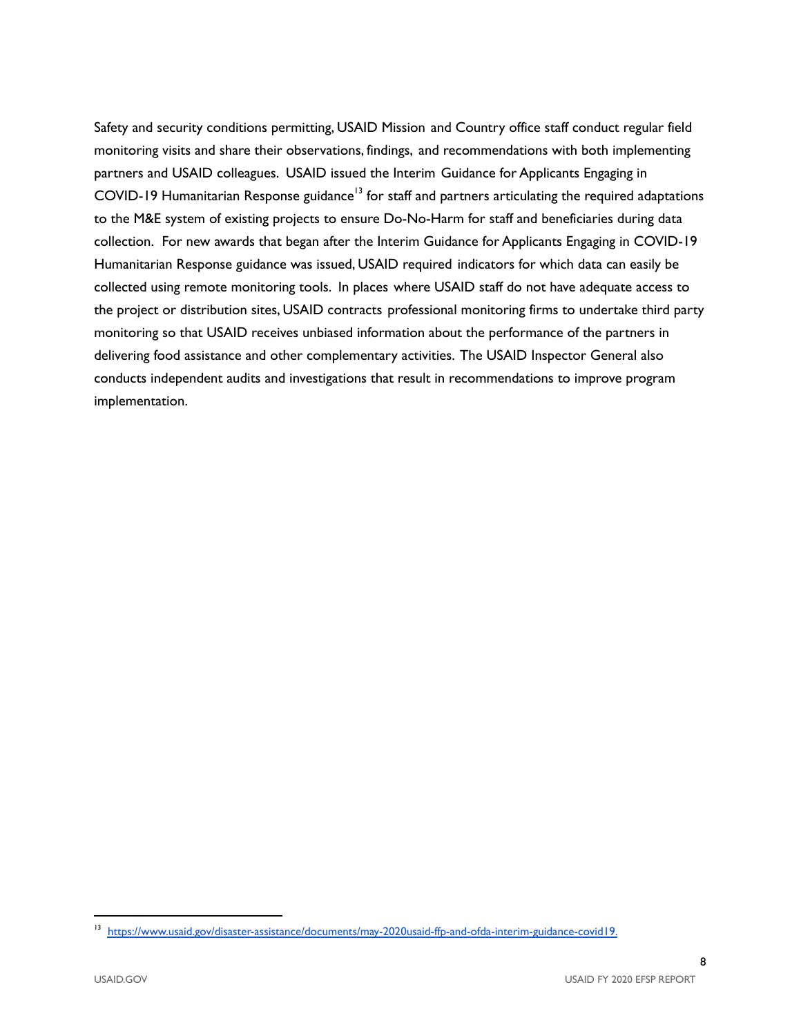Safety and security conditions permitting, USAID Mission and Country office staff conduct regular field monitoring visits and share their observations, findings, and recommendations with both implementing partners and USAID colleagues. USAID issued the Interim Guidance for Applicants Engaging in COVID-19 Humanitarian Response guidance[13] for staff and partners articulating the required adaptations to the M&E system of existing projects to ensure Do-No-Harm for staff and beneficiaries during data collection. For new awards that began after the Interim Guidance for Applicants Engaging in COVID-19 Humanitarian Response guidance was issued, USAID required indicators for which data can easily be collected using remote monitoring tools. In places where USAID staff do not have adequate access to the project or distribution sites, USAID contracts professional monitoring firms to undertake third party monitoring so that USAID receives unbiased information about the performance of the partners in delivering food assistance and other complementary activities. The USAID Inspector General also conducts independent audits and investigations that result in recommendations to improve program implementation.

[13] https://www.usaid.gov/disaster-assistance/documents/may-2020usaid-ffp-and-ofda-interim-guidance-covid19.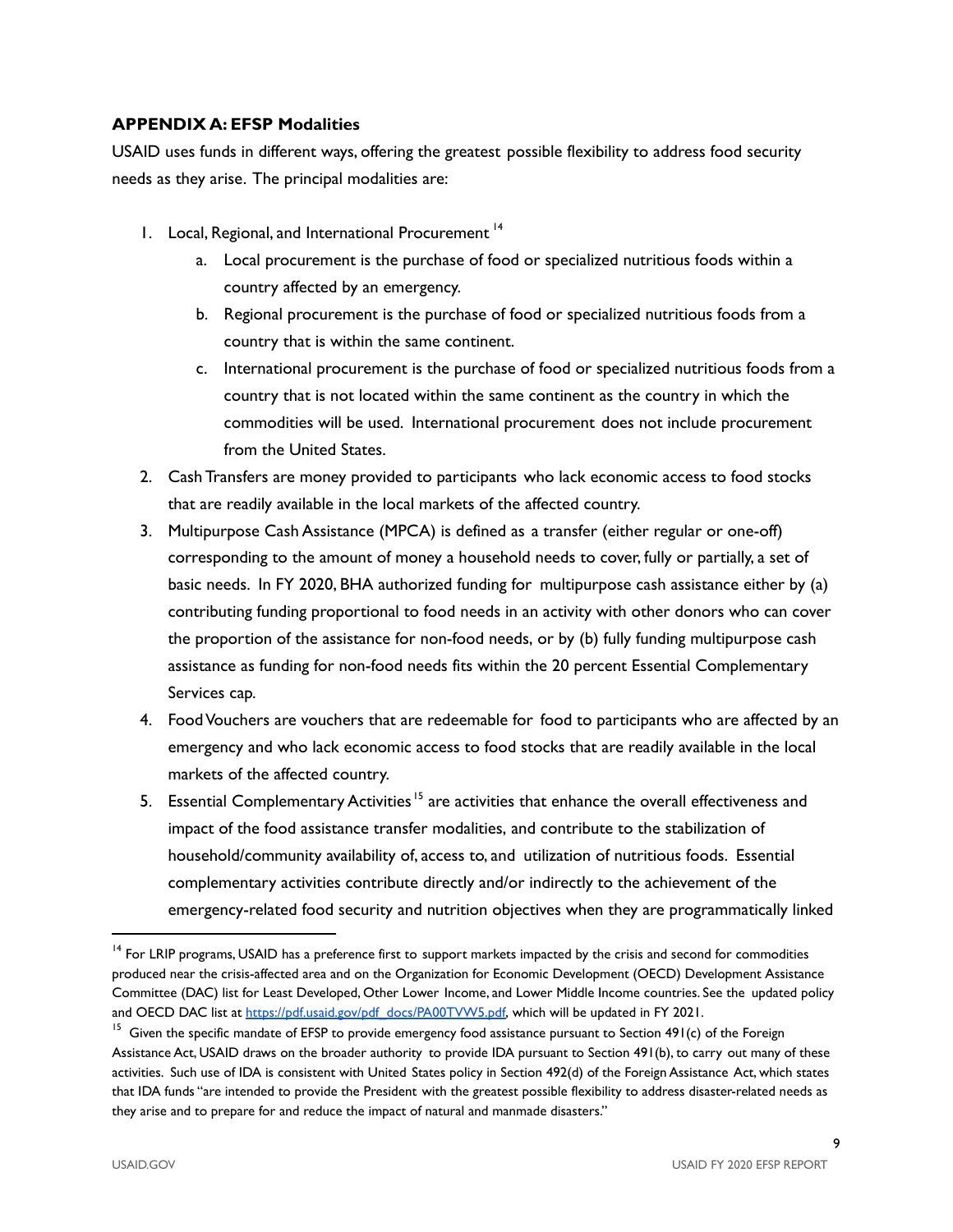### APPENDIX A: EFSP Modalities

USAID uses funds in different ways, offering the greatest possible flexibility to address food security needs as they arise. The principal modalities are:

1. Local, Regional, and International Procurement [14]
    a. Local procurement is the purchase of food or specialized nutritious foods within a country affected by an emergency.
    b. Regional procurement is the purchase of food or specialized nutritious foods from a country that is within the same continent.
    c. International procurement is the purchase of food or specialized nutritious foods from a country that is not located within the same continent as the country in which the commodities will be used. International procurement does not include procurement from the United States.
2. Cash Transfers are money provided to participants who lack economic access to food stocks that are readily available in the local markets of the affected country.
3. Multipurpose Cash Assistance (MPCA) is defined as a transfer (either regular or one-off) corresponding to the amount of money a household needs to cover, fully or partially, a set of basic needs. In FY 2020, BHA authorized funding for multipurpose cash assistance either by (a) contributing funding proportional to food needs in an activity with other donors who can cover the proportion of the assistance for non-food needs, or by (b) fully funding multipurpose cash assistance as funding for non-food needs fits within the 20 percent Essential Complementary Services cap.
4. Food Vouchers are vouchers that are redeemable for food to participants who are affected by an emergency and who lack economic access to food stocks that are readily available in the local markets of the affected country.
5. Essential Complementary Activities [15] are activities that enhance the overall effectiveness and impact of the food assistance transfer modalities, and contribute to the stabilization of household/community availability of, access to, and utilization of nutritious foods. Essential complementary activities contribute directly and/or indirectly to the achievement of the emergency-related food security and nutrition objectives when they are programmatically linked

---

[14] For LRIP programs, USAID has a preference first to support markets impacted by the crisis and second for commodities produced near the crisis-affected area and on the Organization for Economic Development (OECD) Development Assistance Committee (DAC) list for Least Developed, Other Lower Income, and Lower Middle Income countries. See the updated policy and OECD DAC list at [https://pdf.usaid.gov/pdf_docs/PA00TVW5.pdf](https://pdf.usaid.gov/pdf_docs/PA00TVW5.pdf), which will be updated in FY 2021.

[15] Given the specific mandate of EFSP to provide emergency food assistance pursuant to Section 491(c) of the Foreign Assistance Act, USAID draws on the broader authority to provide IDA pursuant to Section 491(b), to carry out many of these activities. Such use of IDA is consistent with United States policy in Section 492(d) of the Foreign Assistance Act, which states that IDA funds "are intended to provide the President with the greatest possible flexibility to address disaster-related needs as they arise and to prepare for and reduce the impact of natural and manmade disasters."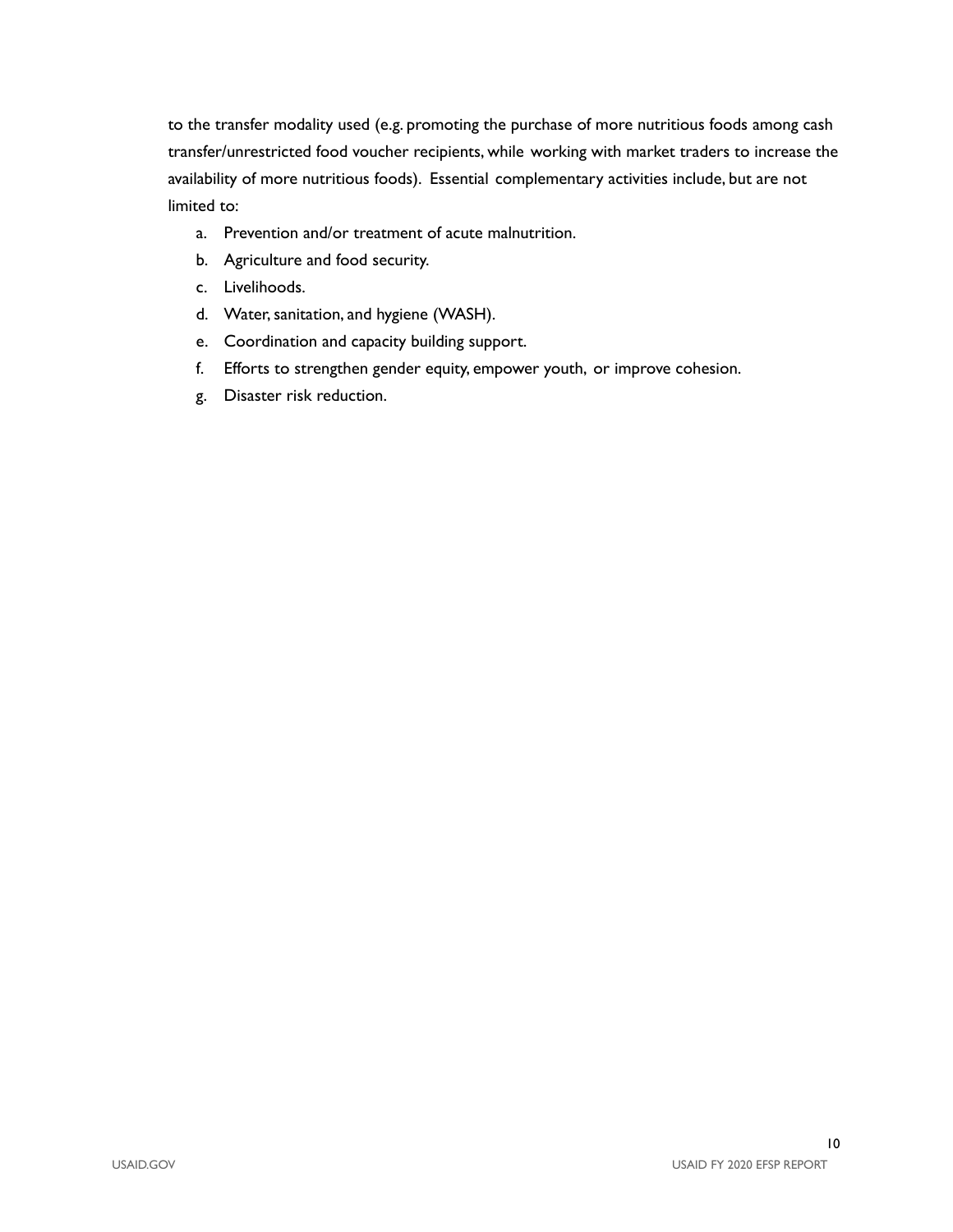to the transfer modality used (e.g. promoting the purchase of more nutritious foods among cash transfer/unrestricted food voucher recipients, while working with market traders to increase the availability of more nutritious foods). Essential complementary activities include, but are not limited to:

a. Prevention and/or treatment of acute malnutrition.
b. Agriculture and food security.
c. Livelihoods.
d. Water, sanitation, and hygiene (WASH).
e. Coordination and capacity building support.
f. Efforts to strengthen gender equity, empower youth, or improve cohesion.
g. Disaster risk reduction.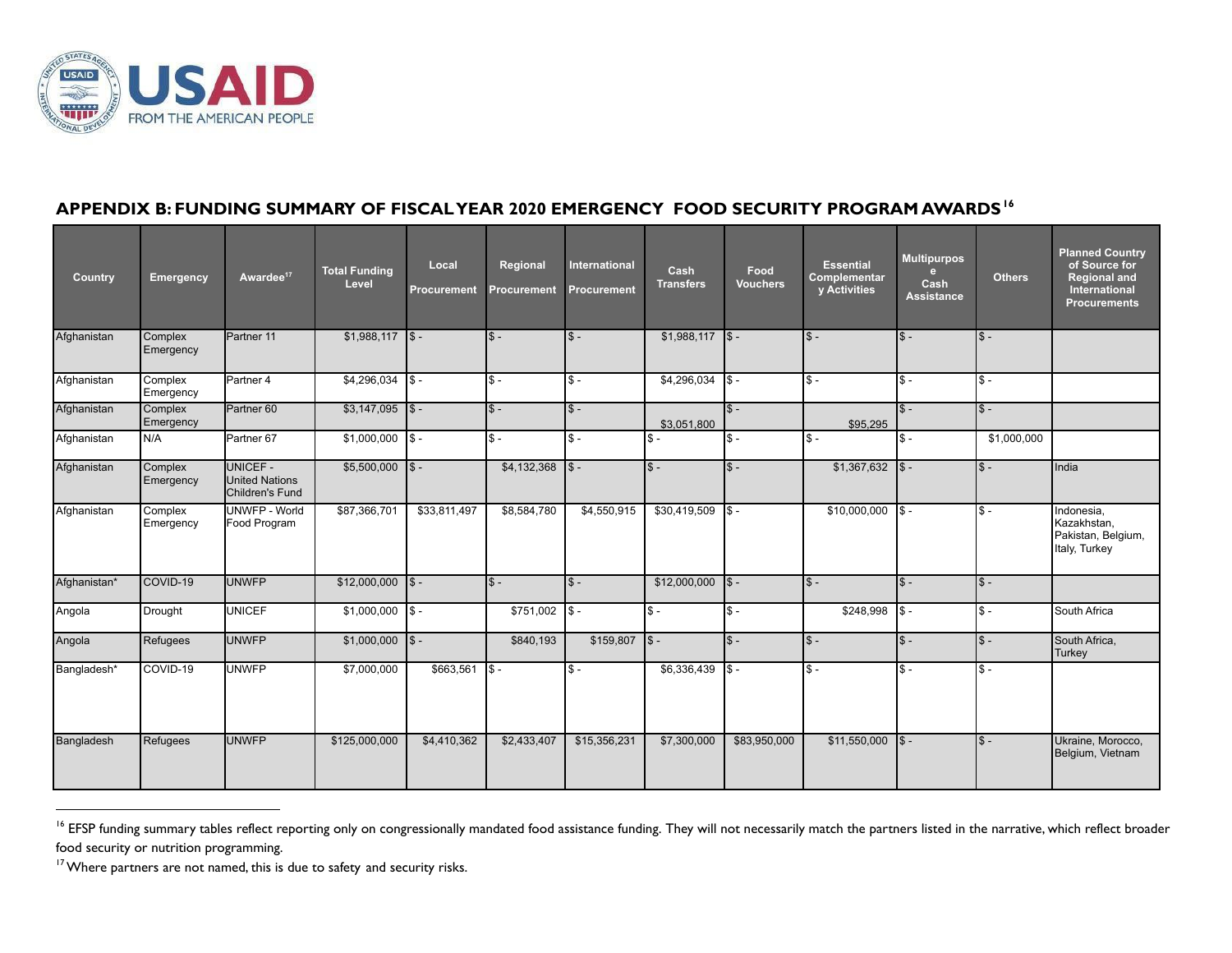## APPENDIX B: FUNDING SUMMARY OF FISCAL YEAR 2020 EMERGENCY FOOD SECURITY PROGRAM AWARDS[16]

| Country | Emergency | Awardee[17] | Total Funding Level | Local Procurement | Regional Procurement | International Procurement | Cash Transfers | Food Vouchers | Essential Complementary Activities | Multipurpose Cash Assistance | Others | Planned Country of Source for Regional and International Procurements |
|---|---|---|---|---|---|---|---|---|---|---|---|---|
| Afghanistan | Complex Emergency | Partner 11 | $1,988,117 | $ - | $ - | $ - | $1,988,117 | $ - | $ - | $ - | $ - | |
| Afghanistan | Complex Emergency | Partner 4 | $4,296,034 | $ - | $ - | $ - | $4,296,034 | $ - | $ - | $ - | $ - | |
| Afghanistan | Complex Emergency | Partner 60 | $3,147,095 | $ - | $ - | $ - | $3,051,800 | $ - | $95,295 | $ - | $ - | |
| Afghanistan | N/A | Partner 67 | $1,000,000 | $ - | $ - | $ - | $ - | $ - | $ - | $ - | $1,000,000 | |
| Afghanistan | Complex Emergency | UNICEF - United Nations Children's Fund | $5,500,000 | $ - | $4,132,368 | $ - | $ - | $ - | $1,367,632 | $ - | $ - | India |
| Afghanistan | Complex Emergency | UNWFP - World Food Program | $87,366,701 | $33,811,497 | $8,584,780 | $4,550,915 | $30,419,509 | $ - | $10,000,000 | $ - | $ - | Indonesia, Kazakhstan, Pakistan, Belgium, Italy, Turkey |
| Afghanistan* | COVID-19 | UNWFP | $12,000,000 | $ - | $ - | $ - | $12,000,000 | $ - | $ - | $ - | $ - | |
| Angola | Drought | UNICEF | $1,000,000 | $ - | $751,002 | $ - | $ - | $ - | $248,998 | $ - | $ - | South Africa |
| Angola | Refugees | UNWFP | $1,000,000 | $ - | $840,193 | $159,807 | $ - | $ - | $ - | $ - | $ - | South Africa, Turkey |
| Bangladesh* | COVID-19 | UNWFP | $7,000,000 | $663,561 | $ - | $ - | $6,336,439 | $ - | $ - | $ - | $ - | |
| Bangladesh | Refugees | UNWFP | $125,000,000 | $4,410,362 | $2,433,407 | $15,356,231 | $7,300,000 | $83,950,000 | $11,550,000 | $ - | $ - | Ukraine, Morocco, Belgium, Vietnam |

[16] EFSP funding summary tables reflect reporting only on congressionally mandated food assistance funding. They will not necessarily match the partners listed in the narrative, which reflect broader food security or nutrition programming.

[17] Where partners are not named, this is due to safety and security risks.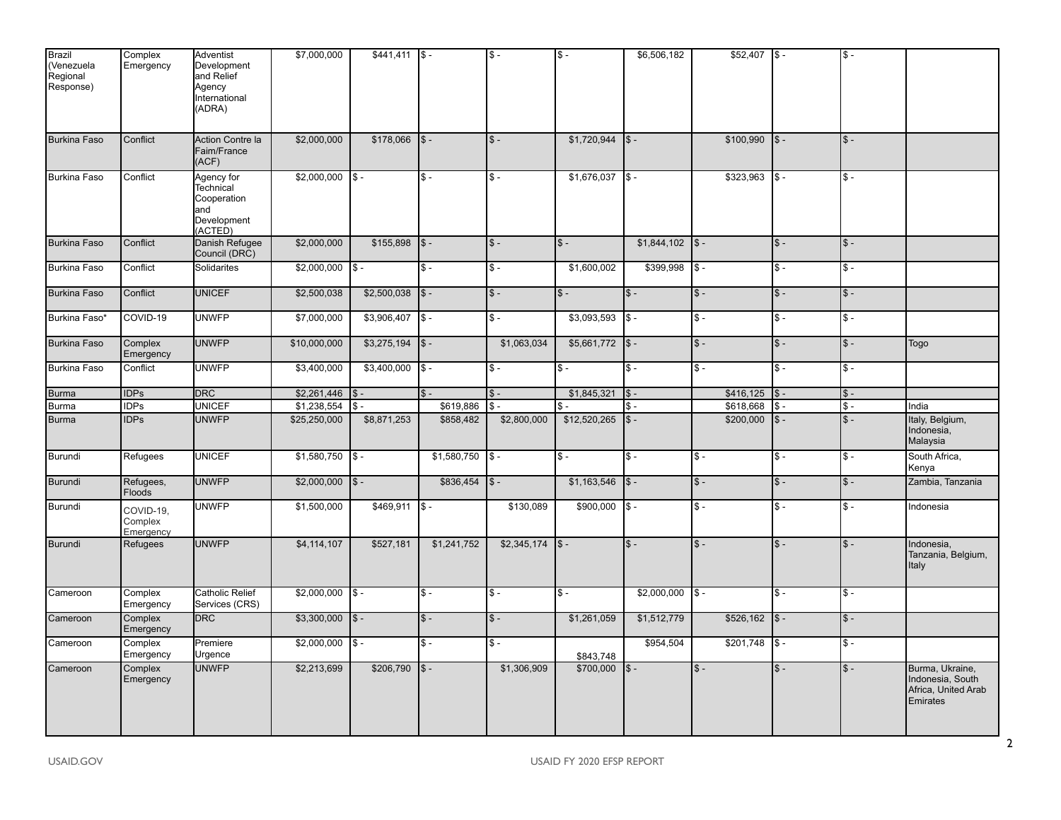| | | | | | | | | | | | | |
|---|---|---|---|---|---|---|---|---|---|---|---|---|
| Brazil (Venezuela Regional Response) | Complex Emergency | Adventist Development and Relief Agency International (ADRA) | $7,000,000 | $441,411 | $ - | $ - | $ - | $6,506,182 | $52,407 | $ - | $ - | |
| Burkina Faso | Conflict | Action Contre la Faim/France (ACF) | $2,000,000 | $178,066 | $ - | $ - | $1,720,944 | $ - | $100,990 | $ - | $ - | |
| Burkina Faso | Conflict | Agency for Technical Cooperation and Development (ACTED) | $2,000,000 | $ - | $ - | $ - | $1,676,037 | $ - | $323,963 | $ - | $ - | |
| Burkina Faso | Conflict | Danish Refugee Council (DRC) | $2,000,000 | $155,898 | $ - | $ - | $ - | $1,844,102 | $ - | $ - | $ - | |
| Burkina Faso | Conflict | Solidarites | $2,000,000 | $ - | $ - | $ - | $1,600,002 | $399,998 | $ - | $ - | $ - | |
| Burkina Faso | Conflict | UNICEF | $2,500,038 | $2,500,038 | $ - | $ - | $ - | $ - | $ - | $ - | $ - | |
| Burkina Faso* | COVID-19 | UNWFP | $7,000,000 | $3,906,407 | $ - | $ - | $3,093,593 | $ - | $ - | $ - | $ - | |
| Burkina Faso | Complex Emergency | UNWFP | $10,000,000 | $3,275,194 | $ - | $1,063,034 | $5,661,772 | $ - | $ - | $ - | $ - | Togo |
| Burkina Faso | Conflict | UNWFP | $3,400,000 | $3,400,000 | $ - | $ - | $ - | $ - | $ - | $ - | $ - | |
| Burma | IDPs | DRC | $2,261,446 | $ - | $ - | $ - | $1,845,321 | $ - | $416,125 | $ - | $ - | |
| Burma | IDPs | UNICEF | $1,238,554 | $ - | $619,886 | $ - | $ - | $ - | $618,668 | $ - | $ - | India |
| Burma | IDPs | UNWFP | $25,250,000 | $8,871,253 | $858,482 | $2,800,000 | $12,520,265 | $ - | $200,000 | $ - | $ - | Italy, Belgium, Indonesia, Malaysia |
| Burundi | Refugees | UNICEF | $1,580,750 | $ - | $1,580,750 | $ - | $ - | $ - | $ - | $ - | $ - | South Africa, Kenya |
| Burundi | Refugees, Floods | UNWFP | $2,000,000 | $ - | $836,454 | $ - | $1,163,546 | $ - | $ - | $ - | $ - | Zambia, Tanzania |
| Burundi | COVID-19, Complex Emergency | UNWFP | $1,500,000 | $469,911 | $ - | $130,089 | $900,000 | $ - | $ - | $ - | $ - | Indonesia |
| Burundi | Refugees | UNWFP | $4,114,107 | $527,181 | $1,241,752 | $2,345,174 | $ - | $ - | $ - | $ - | $ - | Indonesia, Tanzania, Belgium, Italy |
| Cameroon | Complex Emergency | Catholic Relief Services (CRS) | $2,000,000 | $ - | $ - | $ - | $ - | $2,000,000 | $ - | $ - | $ - | |
| Cameroon | Complex Emergency | DRC | $3,300,000 | $ - | $ - | $ - | $1,261,059 | $1,512,779 | $526,162 | $ - | $ - | |
| Cameroon | Complex Emergency | Premiere Urgence | $2,000,000 | $ - | $ - | $ - | $843,748 | $954,504 | $201,748 | $ - | $ - | |
| Cameroon | Complex Emergency | UNWFP | $2,213,699 | $206,790 | $ - | $1,306,909 | $700,000 | $ - | $ - | $ - | $ - | Burma, Ukraine, Indonesia, South Africa, United Arab Emirates |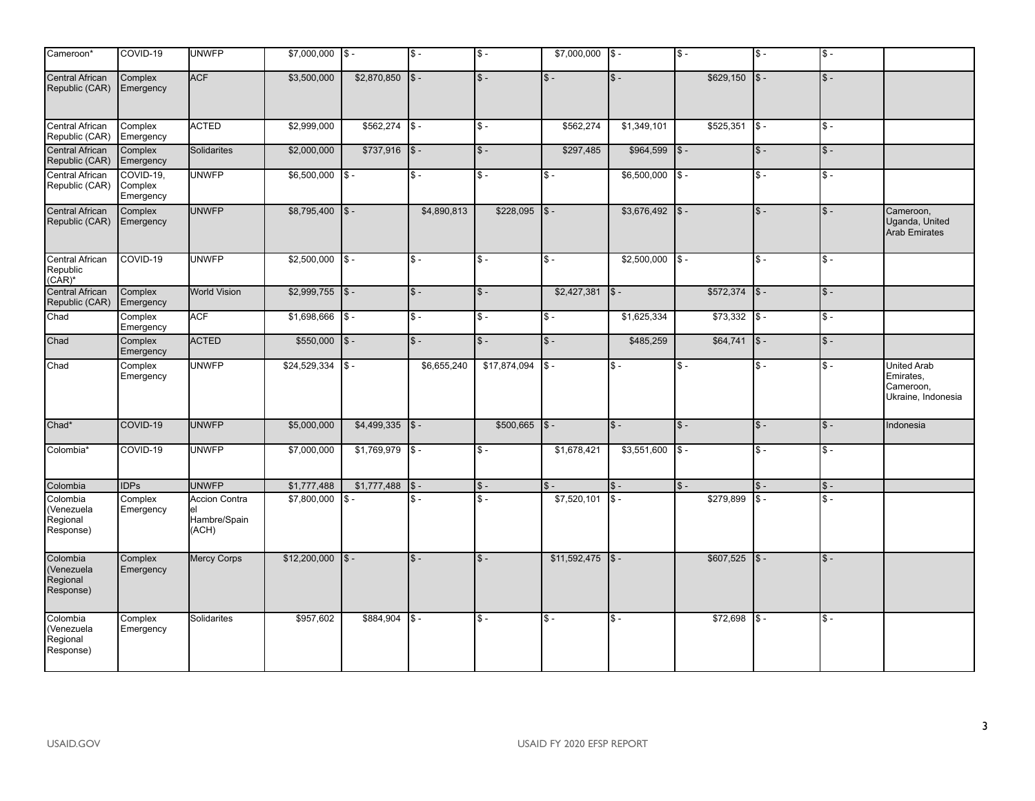| Cameroon* | COVID-19 | UNWFP | $7,000,000 | $ - | $ - | $ - | $7,000,000 | $ - | $ - | $ - | $ - | |
|---|---|---|---|---|---|---|---|---|---|---|---|---|
| Central African Republic (CAR) | Complex Emergency | ACF | $3,500,000 | $2,870,850 | $ - | $ - | $ - | $ - | $629,150 | $ - | $ - | |
| Central African Republic (CAR) | Complex Emergency | ACTED | $2,999,000 | $562,274 | $ - | $ - | $562,274 | $1,349,101 | $525,351 | $ - | $ - | |
| Central African Republic (CAR) | Complex Emergency | Solidarites | $2,000,000 | $737,916 | $ - | $ - | $297,485 | $964,599 | $ - | $ - | $ - | |
| Central African Republic (CAR) | COVID-19, Complex Emergency | UNWFP | $6,500,000 | $ - | $ - | $ - | $ - | $6,500,000 | $ - | $ - | $ - | |
| Central African Republic (CAR) | Complex Emergency | UNWFP | $8,795,400 | $ - | $4,890,813 | $228,095 | $ - | $3,676,492 | $ - | $ - | $ - | Cameroon, Uganda, United Arab Emirates |
| Central African Republic (CAR)* | COVID-19 | UNWFP | $2,500,000 | $ - | $ - | $ - | $ - | $2,500,000 | $ - | $ - | $ - | |
| Central African Republic (CAR) | Complex Emergency | World Vision | $2,999,755 | $ - | $ - | $ - | $2,427,381 | $ - | $572,374 | $ - | $ - | |
| Chad | Complex Emergency | ACF | $1,698,666 | $ - | $ - | $ - | $ - | $1,625,334 | $73,332 | $ - | $ - | |
| Chad | Complex Emergency | ACTED | $550,000 | $ - | $ - | $ - | $ - | $485,259 | $64,741 | $ - | $ - | |
| Chad | Complex Emergency | UNWFP | $24,529,334 | $ - | $6,655,240 | $17,874,094 | $ - | $ - | $ - | $ - | $ - | United Arab Emirates, Cameroon, Ukraine, Indonesia |
| Chad* | COVID-19 | UNWFP | $5,000,000 | $4,499,335 | $ - | $500,665 | $ - | $ - | $ - | $ - | $ - | Indonesia |
| Colombia* | COVID-19 | UNWFP | $7,000,000 | $1,769,979 | $ - | $ - | $1,678,421 | $3,551,600 | $ - | $ - | $ - | |
| Colombia | IDPs | UNWFP | $1,777,488 | $1,777,488 | $ - | $ - | $ - | $ - | $ - | $ - | $ - | |
| Colombia (Venezuela Regional Response) | Complex Emergency | Accion Contra el Hambre/Spain (ACH) | $7,800,000 | $ - | $ - | $ - | $7,520,101 | $ - | $279,899 | $ - | $ - | |
| Colombia (Venezuela Regional Response) | Complex Emergency | Mercy Corps | $12,200,000 | $ - | $ - | $ - | $11,592,475 | $ - | $607,525 | $ - | $ - | |
| Colombia (Venezuela Regional Response) | Complex Emergency | Solidarites | $957,602 | $884,904 | $ - | $ - | $ - | $ - | $72,698 | $ - | $ - | |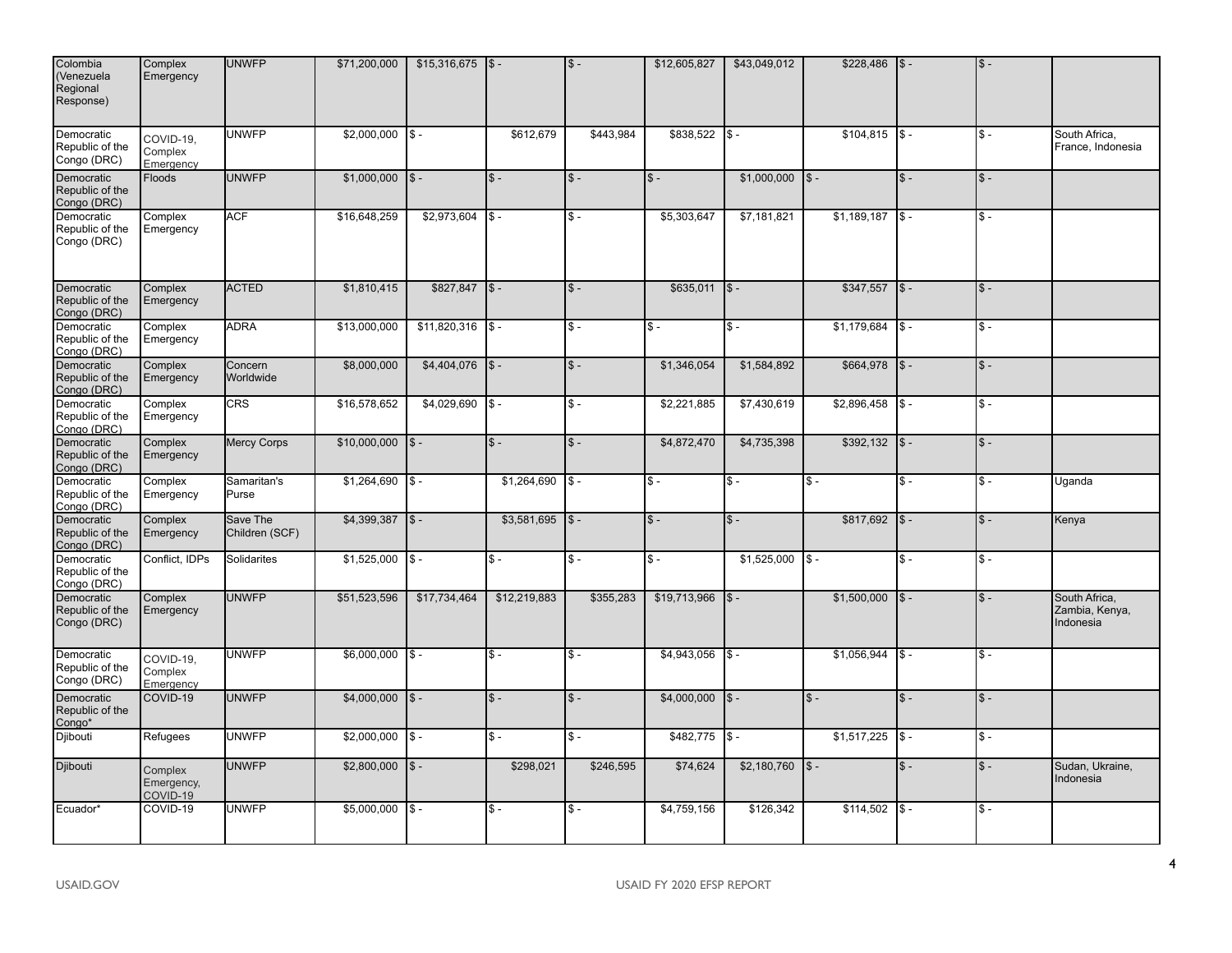| | | | | | | | | | | | |
|---|---|---|---|---|---|---|---|---|---|---|---|
| Colombia (Venezuela Regional Response) | Complex Emergency | UNWFP | $71,200,000 | $15,316,675 | $ - | $ - | $12,605,827 | $43,049,012 | $228,486 | $ - | $ - | |
| Democratic Republic of the Congo (DRC) | COVID-19, Complex Emergency | UNWFP | $2,000,000 | $ - | $612,679 | $443,984 | $838,522 | $ - | $104,815 | $ - | $ - | South Africa, France, Indonesia |
| Democratic Republic of the Congo (DRC) | Floods | UNWFP | $1,000,000 | $ - | $ - | $ - | $ - | $1,000,000 | $ - | $ - | $ - | |
| Democratic Republic of the Congo (DRC) | Complex Emergency | ACF | $16,648,259 | $2,973,604 | $ - | $ - | $5,303,647 | $7,181,821 | $1,189,187 | $ - | $ - | |
| Democratic Republic of the Congo (DRC) | Complex Emergency | ACTED | $1,810,415 | $827,847 | $ - | $ - | $635,011 | $ - | $347,557 | $ - | $ - | |
| Democratic Republic of the Congo (DRC) | Complex Emergency | ADRA | $13,000,000 | $11,820,316 | $ - | $ - | $ - | $ - | $1,179,684 | $ - | $ - | |
| Democratic Republic of the Congo (DRC) | Complex Emergency | Concern Worldwide | $8,000,000 | $4,404,076 | $ - | $ - | $1,346,054 | $1,584,892 | $664,978 | $ - | $ - | |
| Democratic Republic of the Congo (DRC) | Complex Emergency | CRS | $16,578,652 | $4,029,690 | $ - | $ - | $2,221,885 | $7,430,619 | $2,896,458 | $ - | $ - | |
| Democratic Republic of the Congo (DRC) | Complex Emergency | Mercy Corps | $10,000,000 | $ - | $ - | $ - | $4,872,470 | $4,735,398 | $392,132 | $ - | $ - | |
| Democratic Republic of the Congo (DRC) | Complex Emergency | Samaritan's Purse | $1,264,690 | $ - | $1,264,690 | $ - | $ - | $ - | $ - | $ - | $ - | Uganda |
| Democratic Republic of the Congo (DRC) | Complex Emergency | Save The Children (SCF) | $4,399,387 | $ - | $3,581,695 | $ - | $ - | $ - | $817,692 | $ - | $ - | Kenya |
| Democratic Republic of the Congo (DRC) | Conflict, IDPs | Solidarites | $1,525,000 | $ - | $ - | $ - | $ - | $1,525,000 | $ - | $ - | $ - | |
| Democratic Republic of the Congo (DRC) | Complex Emergency | UNWFP | $51,523,596 | $17,734,464 | $12,219,883 | $355,283 | $19,713,966 | $ - | $1,500,000 | $ - | $ - | South Africa, Zambia, Kenya, Indonesia |
| Democratic Republic of the Congo (DRC) | COVID-19, Complex Emergency | UNWFP | $6,000,000 | $ - | $ - | $ - | $4,943,056 | $ - | $1,056,944 | $ - | $ - | |
| Democratic Republic of the Congo* | COVID-19 | UNWFP | $4,000,000 | $ - | $ - | $ - | $4,000,000 | $ - | $ - | $ - | $ - | |
| Djibouti | Refugees | UNWFP | $2,000,000 | $ - | $ - | $ - | $482,775 | $ - | $1,517,225 | $ - | $ - | |
| Djibouti | Complex Emergency, COVID-19 | UNWFP | $2,800,000 | $ - | $298,021 | $246,595 | $74,624 | $2,180,760 | $ - | $ - | $ - | Sudan, Ukraine, Indonesia |
| Ecuador* | COVID-19 | UNWFP | $5,000,000 | $ - | $ - | $ - | $4,759,156 | $126,342 | $114,502 | $ - | $ - | |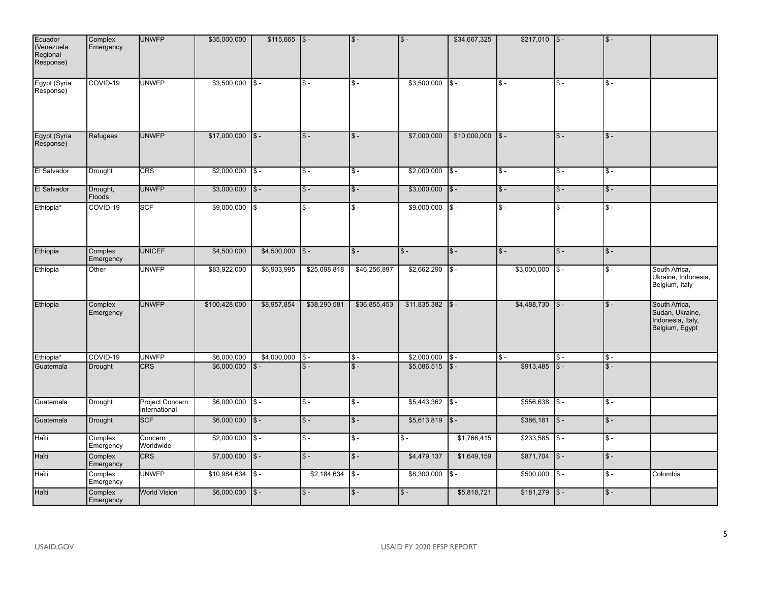| Ecuador (Venezuela Regional Response) | Complex Emergency | UNWFP | $35,000,000 | $115,665 | $ - | $ - | $ - | $34,667,325 | $217,010 | $ - | $ - | |
|---|---|---|---|---|---|---|---|---|---|---|---|---|
| Egypt (Syria Response) | COVID-19 | UNWFP | $3,500,000 | $ - | $ - | $ - | $3,500,000 | $ - | $ - | $ - | $ - | |
| Egypt (Syria Response) | Refugees | UNWFP | $17,000,000 | $ - | $ - | $ - | $7,000,000 | $10,000,000 | $ - | $ - | $ - | |
| El Salvador | Drought | CRS | $2,000,000 | $ - | $ - | $ - | $2,000,000 | $ - | $ - | $ - | $ - | |
| El Salvador | Drought, Floods | UNWFP | $3,000,000 | $ - | $ - | $ - | $3,000,000 | $ - | $ - | $ - | $ - | |
| Ethiopia* | COVID-19 | SCF | $9,000,000 | $ - | $ - | $ - | $9,000,000 | $ - | $ - | $ - | $ - | |
| Ethiopia | Complex Emergency | UNICEF | $4,500,000 | $4,500,000 | $ - | $ - | $ - | $ - | $ - | $ - | $ - | |
| Ethiopia | Other | UNWFP | $83,922,000 | $6,903,995 | $25,098,818 | $46,256,897 | $2,662,290 | $ - | $3,000,000 | $ - | $ - | South Africa, Ukraine, Indonesia, Belgium, Italy |
| Ethiopia | Complex Emergency | UNWFP | $100,428,000 | $8,957,854 | $38,290,581 | $36,855,453 | $11,835,382 | $ - | $4,488,730 | $ - | $ - | South Africa, Sudan, Ukraine, Indonesia, Italy, Belgium, Egypt |
| Ethiopia* | COVID-19 | UNWFP | $6,000,000 | $4,000,000 | $ - | $ - | $2,000,000 | $ - | $ - | $ - | $ - | |
| Guatemala | Drought | CRS | $6,000,000 | $ - | $ - | $ - | $5,086,515 | $ - | $913,485 | $ - | $ - | |
| Guatemala | Drought | Project Concern International | $6,000,000 | $ - | $ - | $ - | $5,443,362 | $ - | $556,638 | $ - | $ - | |
| Guatemala | Drought | SCF | $6,000,000 | $ - | $ - | $ - | $5,613,819 | $ - | $386,181 | $ - | $ - | |
| Haïti | Complex Emergency | Concern Worldwide | $2,000,000 | $ - | $ - | $ - | $ - | $1,766,415 | $233,585 | $ - | $ - | |
| Haïti | Complex Emergency | CRS | $7,000,000 | $ - | $ - | $ - | $4,479,137 | $1,649,159 | $871,704 | $ - | $ - | |
| Haïti | Complex Emergency | UNWFP | $10,984,634 | $ - | $2,184,634 | $ - | $8,300,000 | $ - | $500,000 | $ - | $ - | Colombia |
| Haïti | Complex Emergency | World Vision | $6,000,000 | $ - | $ - | $ - | $ - | $5,818,721 | $181,279 | $ - | $ - | |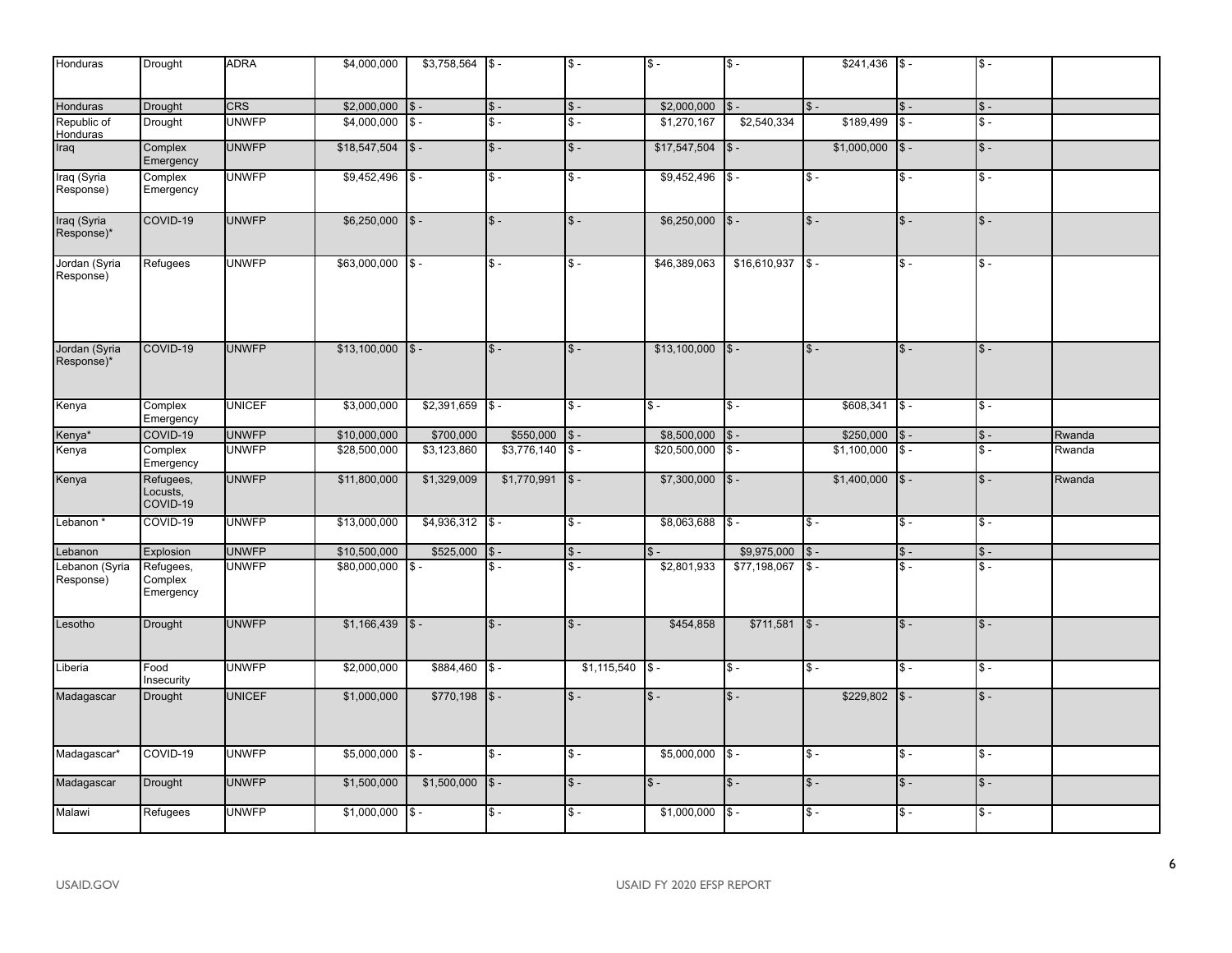| Honduras | Drought | ADRA | $4,000,000 | $3,758,564 | $ - | $ - | $ - | $ - | $241,436 | $ - | $ - | |
|---|---|---|---|---|---|---|---|---|---|---|---|---|
| Honduras | Drought | CRS | $2,000,000 | $ - | $ - | $ - | $2,000,000 | $ - | $ - | $ - | $ - | |
| Republic of Honduras | Drought | UNWFP | $4,000,000 | $ - | $ - | $ - | $1,270,167 | $2,540,334 | $189,499 | $ - | $ - | |
| Iraq | Complex Emergency | UNWFP | $18,547,504 | $ - | $ - | $ - | $17,547,504 | $ - | $1,000,000 | $ - | $ - | |
| Iraq (Syria Response) | Complex Emergency | UNWFP | $9,452,496 | $ - | $ - | $ - | $9,452,496 | $ - | $ - | $ - | $ - | |
| Iraq (Syria Response)* | COVID-19 | UNWFP | $6,250,000 | $ - | $ - | $ - | $6,250,000 | $ - | $ - | $ - | $ - | |
| Jordan (Syria Response) | Refugees | UNWFP | $63,000,000 | $ - | $ - | $ - | $46,389,063 | $16,610,937 | $ - | $ - | $ - | |
| Jordan (Syria Response)* | COVID-19 | UNWFP | $13,100,000 | $ - | $ - | $ - | $13,100,000 | $ - | $ - | $ - | $ - | |
| Kenya | Complex Emergency | UNICEF | $3,000,000 | $2,391,659 | $ - | $ - | $ - | $ - | $608,341 | $ - | $ - | |
| Kenya* | COVID-19 | UNWFP | $10,000,000 | $700,000 | $550,000 | $ - | $8,500,000 | $ - | $250,000 | $ - | $ - | Rwanda |
| Kenya | Complex Emergency | UNWFP | $28,500,000 | $3,123,860 | $3,776,140 | $ - | $20,500,000 | $ - | $1,100,000 | $ - | $ - | Rwanda |
| Kenya | Refugees, Locusts, COVID-19 | UNWFP | $11,800,000 | $1,329,009 | $1,770,991 | $ - | $7,300,000 | $ - | $1,400,000 | $ - | $ - | Rwanda |
| Lebanon * | COVID-19 | UNWFP | $13,000,000 | $4,936,312 | $ - | $ - | $8,063,688 | $ - | $ - | $ - | $ - | |
| Lebanon | Explosion | UNWFP | $10,500,000 | $525,000 | $ - | $ - | $ - | $9,975,000 | $ - | $ - | $ - | |
| Lebanon (Syria Response) | Refugees, Complex Emergency | UNWFP | $80,000,000 | $ - | $ - | $ - | $2,801,933 | $77,198,067 | $ - | $ - | $ - | |
| Lesotho | Drought | UNWFP | $1,166,439 | $ - | $ - | $ - | $454,858 | $711,581 | $ - | $ - | $ - | |
| Liberia | Food Insecurity | UNWFP | $2,000,000 | $884,460 | $ - | $1,115,540 | $ - | $ - | $ - | $ - | $ - | |
| Madagascar | Drought | UNICEF | $1,000,000 | $770,198 | $ - | $ - | $ - | $ - | $229,802 | $ - | $ - | |
| Madagascar* | COVID-19 | UNWFP | $5,000,000 | $ - | $ - | $ - | $5,000,000 | $ - | $ - | $ - | $ - | |
| Madagascar | Drought | UNWFP | $1,500,000 | $1,500,000 | $ - | $ - | $ - | $ - | $ - | $ - | $ - | |
| Malawi | Refugees | UNWFP | $1,000,000 | $ - | $ - | $ - | $1,000,000 | $ - | $ - | $ - | $ - | |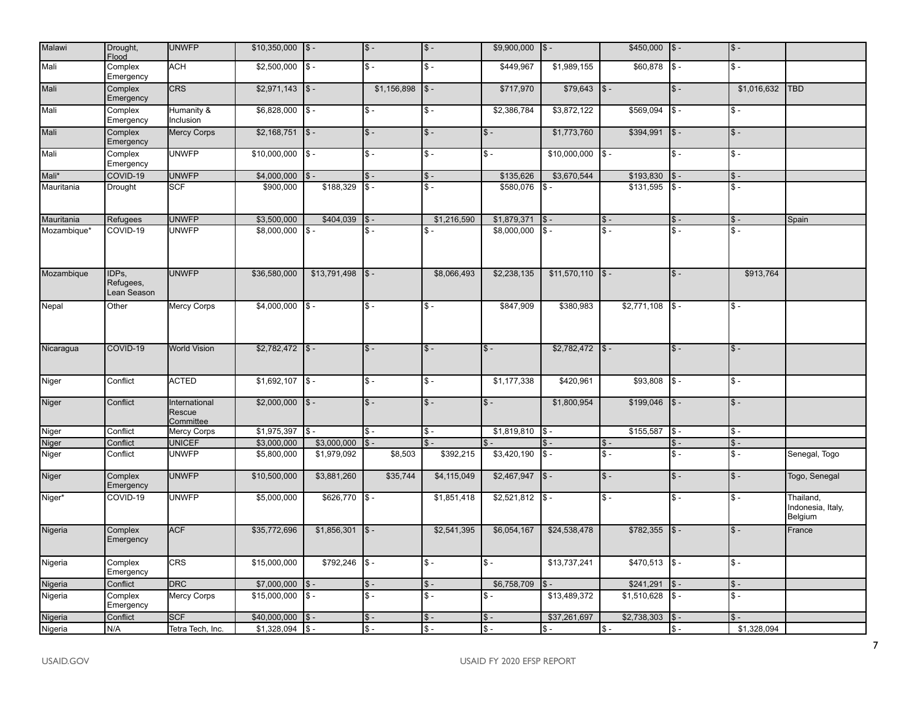| | | | | | | | | | | | | |
|---|---|---|---|---|---|---|---|---|---|---|---|---|
| Malawi | Drought, Flood | UNWFP | $10,350,000 | $ - | $ - | $ - | $9,900,000 | $ - | $450,000 | $ - | $ - | |
| Mali | Complex Emergency | ACH | $2,500,000 | $ - | $ - | $ - | $449,967 | $1,989,155 | $60,878 | $ - | $ - | |
| Mali | Complex Emergency | CRS | $2,971,143 | $ - | $1,156,898 | $ - | $717,970 | $79,643 | $ - | $ - | $1,016,632 | TBD |
| Mali | Complex Emergency | Humanity & Inclusion | $6,828,000 | $ - | $ - | $ - | $2,386,784 | $3,872,122 | $569,094 | $ - | $ - | |
| Mali | Complex Emergency | Mercy Corps | $2,168,751 | $ - | $ - | $ - | $ - | $1,773,760 | $394,991 | $ - | $ - | |
| Mali | Complex Emergency | UNWFP | $10,000,000 | $ - | $ - | $ - | $ - | $10,000,000 | $ - | $ - | $ - | |
| Mali* | COVID-19 | UNWFP | $4,000,000 | $ - | $ - | $ - | $135,626 | $3,670,544 | $193,830 | $ - | $ - | |
| Mauritania | Drought | SCF | $900,000 | $188,329 | $ - | $ - | $580,076 | $ - | $131,595 | $ - | $ - | |
| Mauritania | Refugees | UNWFP | $3,500,000 | $404,039 | $ - | $1,216,590 | $1,879,371 | $ - | $ - | $ - | $ - | Spain |
| Mozambique* | COVID-19 | UNWFP | $8,000,000 | $ - | $ - | $ - | $8,000,000 | $ - | $ - | $ - | $ - | |
| Mozambique | IDPs, Refugees, Lean Season | UNWFP | $36,580,000 | $13,791,498 | $ - | $8,066,493 | $2,238,135 | $11,570,110 | $ - | $ - | $913,764 | |
| Nepal | Other | Mercy Corps | $4,000,000 | $ - | $ - | $ - | $847,909 | $380,983 | $2,771,108 | $ - | $ - | |
| Nicaragua | COVID-19 | World Vision | $2,782,472 | $ - | $ - | $ - | $ - | $2,782,472 | $ - | $ - | $ - | |
| Niger | Conflict | ACTED | $1,692,107 | $ - | $ - | $ - | $1,177,338 | $420,961 | $93,808 | $ - | $ - | |
| Niger | Conflict | International Rescue Committee | $2,000,000 | $ - | $ - | $ - | $ - | $1,800,954 | $199,046 | $ - | $ - | |
| Niger | Conflict | Mercy Corps | $1,975,397 | $ - | $ - | $ - | $1,819,810 | $ - | $155,587 | $ - | $ - | |
| Niger | Conflict | UNICEF | $3,000,000 | $3,000,000 | $ - | $ - | $ - | $ - | $ - | $ - | $ - | |
| Niger | Conflict | UNWFP | $5,800,000 | $1,979,092 | $8,503 | $392,215 | $3,420,190 | $ - | $ - | $ - | $ - | Senegal, Togo |
| Niger | Complex Emergency | UNWFP | $10,500,000 | $3,881,260 | $35,744 | $4,115,049 | $2,467,947 | $ - | $ - | $ - | $ - | Togo, Senegal |
| Niger* | COVID-19 | UNWFP | $5,000,000 | $626,770 | $ - | $1,851,418 | $2,521,812 | $ - | $ - | $ - | $ - | Thailand, Indonesia, Italy, Belgium |
| Nigeria | Complex Emergency | ACF | $35,772,696 | $1,856,301 | $ - | $2,541,395 | $6,054,167 | $24,538,478 | $782,355 | $ - | $ - | France |
| Nigeria | Complex Emergency | CRS | $15,000,000 | $792,246 | $ - | $ - | $ - | $13,737,241 | $470,513 | $ - | $ - | |
| Nigeria | Conflict | DRC | $7,000,000 | $ - | $ - | $ - | $6,758,709 | $ - | $241,291 | $ - | $ - | |
| Nigeria | Complex Emergency | Mercy Corps | $15,000,000 | $ - | $ - | $ - | $ - | $13,489,372 | $1,510,628 | $ - | $ - | |
| Nigeria | Conflict | SCF | $40,000,000 | $ - | $ - | $ - | $ - | $37,261,697 | $2,738,303 | $ - | $ - | |
| Nigeria | N/A | Tetra Tech, Inc. | $1,328,094 | $ - | $ - | $ - | $ - | $ - | $ - | $ - | $1,328,094 | |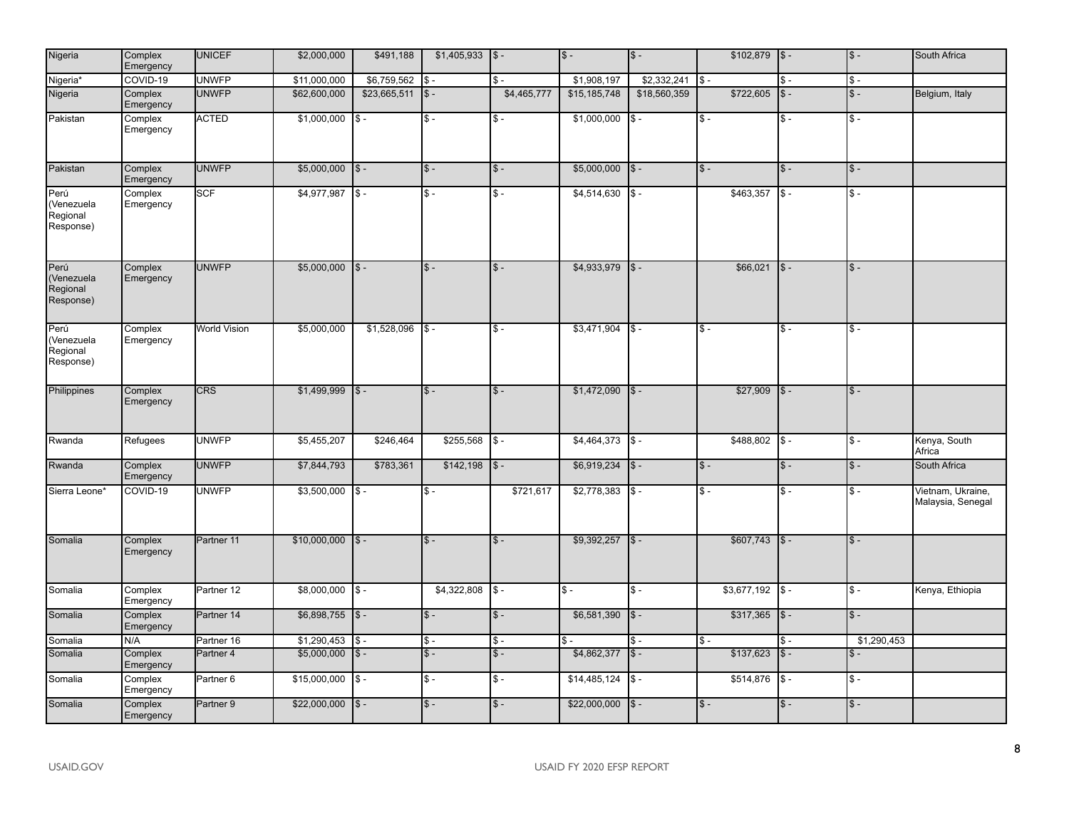| Nigeria | Complex Emergency | UNICEF | $2,000,000 | $491,188 | $1,405,933 | $ - | $ - | $ - | $102,879 | $ - | $ - | South Africa |
|---|---|---|---|---|---|---|---|---|---|---|---|---|
| Nigeria* | COVID-19 | UNWFP | $11,000,000 | $6,759,562 | $ - | $ - | $1,908,197 | $2,332,241 | $ - | $ - | $ - | |
| Nigeria | Complex Emergency | UNWFP | $62,600,000 | $23,665,511 | $ - | $4,465,777 | $15,185,748 | $18,560,359 | $722,605 | $ - | $ - | Belgium, Italy |
| Pakistan | Complex Emergency | ACTED | $1,000,000 | $ - | $ - | $ - | $1,000,000 | $ - | $ - | $ - | $ - | |
| Pakistan | Complex Emergency | UNWFP | $5,000,000 | $ - | $ - | $ - | $5,000,000 | $ - | $ - | $ - | $ - | |
| Perú (Venezuela Regional Response) | Complex Emergency | SCF | $4,977,987 | $ - | $ - | $ - | $4,514,630 | $ - | $463,357 | $ - | $ - | |
| Perú (Venezuela Regional Response) | Complex Emergency | UNWFP | $5,000,000 | $ - | $ - | $ - | $4,933,979 | $ - | $66,021 | $ - | $ - | |
| Perú (Venezuela Regional Response) | Complex Emergency | World Vision | $5,000,000 | $1,528,096 | $ - | $ - | $3,471,904 | $ - | $ - | $ - | $ - | |
| Philippines | Complex Emergency | CRS | $1,499,999 | $ - | $ - | $ - | $1,472,090 | $ - | $27,909 | $ - | $ - | |
| Rwanda | Refugees | UNWFP | $5,455,207 | $246,464 | $255,568 | $ - | $4,464,373 | $ - | $488,802 | $ - | $ - | Kenya, South Africa |
| Rwanda | Complex Emergency | UNWFP | $7,844,793 | $783,361 | $142,198 | $ - | $6,919,234 | $ - | $ - | $ - | $ - | South Africa |
| Sierra Leone* | COVID-19 | UNWFP | $3,500,000 | $ - | $ - | $721,617 | $2,778,383 | $ - | $ - | $ - | $ - | Vietnam, Ukraine, Malaysia, Senegal |
| Somalia | Complex Emergency | Partner 11 | $10,000,000 | $ - | $ - | $ - | $9,392,257 | $ - | $607,743 | $ - | $ - | |
| Somalia | Complex Emergency | Partner 12 | $8,000,000 | $ - | $4,322,808 | $ - | $ - | $ - | $3,677,192 | $ - | $ - | Kenya, Ethiopia |
| Somalia | Complex Emergency | Partner 14 | $6,898,755 | $ - | $ - | $ - | $6,581,390 | $ - | $317,365 | $ - | $ - | |
| Somalia | N/A | Partner 16 | $1,290,453 | $ - | $ - | $ - | $ - | $ - | $ - | $ - | $1,290,453 | |
| Somalia | Complex Emergency | Partner 4 | $5,000,000 | $ - | $ - | $ - | $4,862,377 | $ - | $137,623 | $ - | $ - | |
| Somalia | Complex Emergency | Partner 6 | $15,000,000 | $ - | $ - | $ - | $14,485,124 | $ - | $514,876 | $ - | $ - | |
| Somalia | Complex Emergency | Partner 9 | $22,000,000 | $ - | $ - | $ - | $22,000,000 | $ - | $ - | $ - | $ - | |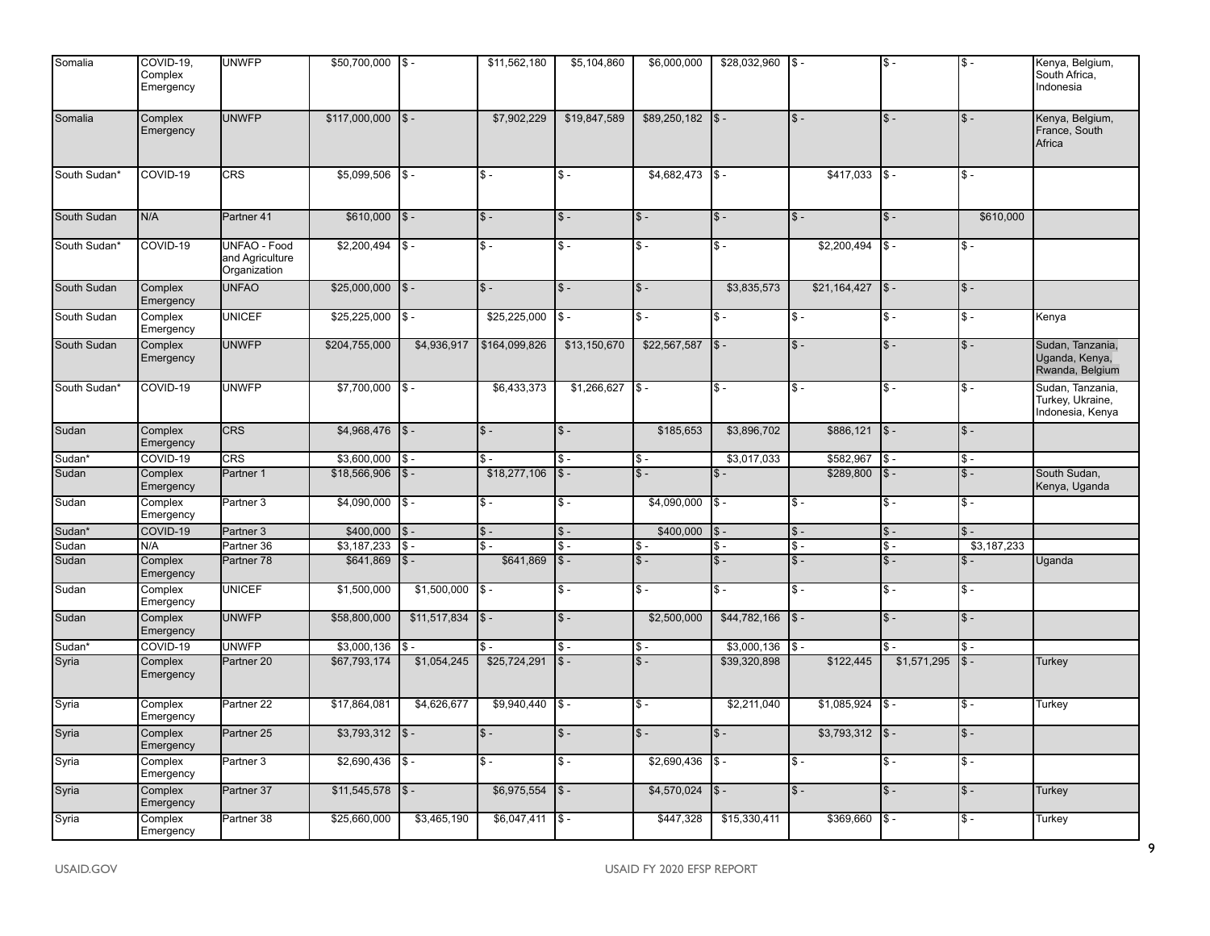| Somalia | COVID-19, Complex Emergency | UNWFP | $50,700,000 | $ - | $11,562,180 | $5,104,860 | $6,000,000 | $28,032,960 | $ - | $ - | $ - | Kenya, Belgium, South Africa, Indonesia |
|---|---|---|---|---|---|---|---|---|---|---|---|---|
| Somalia | Complex Emergency | UNWFP | $117,000,000 | $ - | $7,902,229 | $19,847,589 | $89,250,182 | $ - | $ - | $ - | $ - | Kenya, Belgium, France, South Africa |
| South Sudan* | COVID-19 | CRS | $5,099,506 | $ - | $ - | $ - | $4,682,473 | $ - | $417,033 | $ - | $ - | |
| South Sudan | N/A | Partner 41 | $610,000 | $ - | $ - | $ - | $ - | $ - | $ - | $ - | $610,000 | |
| South Sudan* | COVID-19 | UNFAO - Food and Agriculture Organization | $2,200,494 | $ - | $ - | $ - | $ - | $ - | $2,200,494 | $ - | $ - | |
| South Sudan | Complex Emergency | UNFAO | $25,000,000 | $ - | $ - | $ - | $ - | $3,835,573 | $21,164,427 | $ - | $ - | |
| South Sudan | Complex Emergency | UNICEF | $25,225,000 | $ - | $25,225,000 | $ - | $ - | $ - | $ - | $ - | $ - | Kenya |
| South Sudan | Complex Emergency | UNWFP | $204,755,000 | $4,936,917 | $164,099,826 | $13,150,670 | $22,567,587 | $ - | $ - | $ - | $ - | Sudan, Tanzania, Uganda, Kenya, Rwanda, Belgium |
| South Sudan* | COVID-19 | UNWFP | $7,700,000 | $ - | $6,433,373 | $1,266,627 | $ - | $ - | $ - | $ - | $ - | Sudan, Tanzania, Turkey, Ukraine, Indonesia, Kenya |
| Sudan | Complex Emergency | CRS | $4,968,476 | $ - | $ - | $ - | $185,653 | $3,896,702 | $886,121 | $ - | $ - | |
| Sudan* | COVID-19 | CRS | $3,600,000 | $ - | $ - | $ - | $ - | $3,017,033 | $582,967 | $ - | $ - | |
| Sudan | Complex Emergency | Partner 1 | $18,566,906 | $ - | $18,277,106 | $ - | $ - | $ - | $289,800 | $ - | $ - | South Sudan, Kenya, Uganda |
| Sudan | Complex Emergency | Partner 3 | $4,090,000 | $ - | $ - | $ - | $4,090,000 | $ - | $ - | $ - | $ - | |
| Sudan* | COVID-19 | Partner 3 | $400,000 | $ - | $ - | $ - | $400,000 | $ - | $ - | $ - | $ - | |
| Sudan | N/A | Partner 36 | $3,187,233 | $ - | $ - | $ - | $ - | $ - | $ - | $ - | $3,187,233 | |
| Sudan | Complex Emergency | Partner 78 | $641,869 | $ - | $641,869 | $ - | $ - | $ - | $ - | $ - | $ - | Uganda |
| Sudan | Complex Emergency | UNICEF | $1,500,000 | $1,500,000 | $ - | $ - | $ - | $ - | $ - | $ - | $ - | |
| Sudan | Complex Emergency | UNWFP | $58,800,000 | $11,517,834 | $ - | $ - | $2,500,000 | $44,782,166 | $ - | $ - | $ - | |
| Sudan* | COVID-19 | UNWFP | $3,000,136 | $ - | $ - | $ - | $ - | $3,000,136 | $ - | $ - | $ - | |
| Syria | Complex Emergency | Partner 20 | $67,793,174 | $1,054,245 | $25,724,291 | $ - | $ - | $39,320,898 | $122,445 | $1,571,295 | $ - | Turkey |
| Syria | Complex Emergency | Partner 22 | $17,864,081 | $4,626,677 | $9,940,440 | $ - | $ - | $2,211,040 | $1,085,924 | $ - | $ - | Turkey |
| Syria | Complex Emergency | Partner 25 | $3,793,312 | $ - | $ - | $ - | $ - | $ - | $3,793,312 | $ - | $ - | |
| Syria | Complex Emergency | Partner 3 | $2,690,436 | $ - | $ - | $ - | $2,690,436 | $ - | $ - | $ - | $ - | |
| Syria | Complex Emergency | Partner 37 | $11,545,578 | $ - | $6,975,554 | $ - | $4,570,024 | $ - | $ - | $ - | $ - | Turkey |
| Syria | Complex Emergency | Partner 38 | $25,660,000 | $3,465,190 | $6,047,411 | $ - | $447,328 | $15,330,411 | $369,660 | $ - | $ - | Turkey |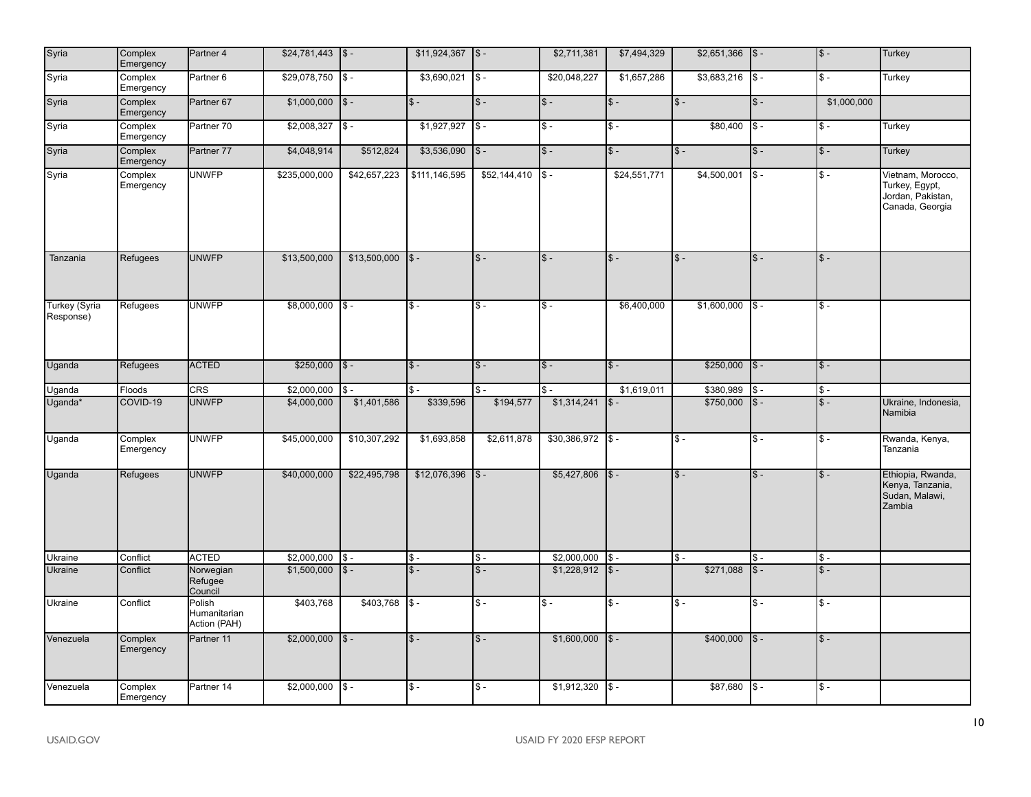| Syria | Complex Emergency | Partner 4 | $24,781,443 | $ - | $11,924,367 | $ - | $2,711,381 | $7,494,329 | $2,651,366 | $ - | $ - | Turkey |
|---|---|---|---|---|---|---|---|---|---|---|---|---|
| Syria | Complex Emergency | Partner 6 | $29,078,750 | $ - | $3,690,021 | $ - | $20,048,227 | $1,657,286 | $3,683,216 | $ - | $ - | Turkey |
| Syria | Complex Emergency | Partner 67 | $1,000,000 | $ - | $ - | $ - | $ - | $ - | $ - | $ - | $1,000,000 | |
| Syria | Complex Emergency | Partner 70 | $2,008,327 | $ - | $1,927,927 | $ - | $ - | $ - | $80,400 | $ - | $ - | Turkey |
| Syria | Complex Emergency | Partner 77 | $4,048,914 | $512,824 | $3,536,090 | $ - | $ - | $ - | $ - | $ - | $ - | Turkey |
| Syria | Complex Emergency | UNWFP | $235,000,000 | $42,657,223 | $111,146,595 | $52,144,410 | $ - | $24,551,771 | $4,500,001 | $ - | $ - | Vietnam, Morocco, Turkey, Egypt, Jordan, Pakistan, Canada, Georgia |
| Tanzania | Refugees | UNWFP | $13,500,000 | $13,500,000 | $ - | $ - | $ - | $ - | $ - | $ - | $ - | |
| Turkey (Syria Response) | Refugees | UNWFP | $8,000,000 | $ - | $ - | $ - | $ - | $6,400,000 | $1,600,000 | $ - | $ - | |
| Uganda | Refugees | ACTED | $250,000 | $ - | $ - | $ - | $ - | $ - | $250,000 | $ - | $ - | |
| Uganda | Floods | CRS | $2,000,000 | $ - | $ - | $ - | $ - | $1,619,011 | $380,989 | $ - | $ - | |
| Uganda* | COVID-19 | UNWFP | $4,000,000 | $1,401,586 | $339,596 | $194,577 | $1,314,241 | $ - | $750,000 | $ - | $ - | Ukraine, Indonesia, Namibia |
| Uganda | Complex Emergency | UNWFP | $45,000,000 | $10,307,292 | $1,693,858 | $2,611,878 | $30,386,972 | $ - | $ - | $ - | $ - | Rwanda, Kenya, Tanzania |
| Uganda | Refugees | UNWFP | $40,000,000 | $22,495,798 | $12,076,396 | $ - | $5,427,806 | $ - | $ - | $ - | $ - | Ethiopia, Rwanda, Kenya, Tanzania, Sudan, Malawi, Zambia |
| Ukraine | Conflict | ACTED | $2,000,000 | $ - | $ - | $ - | $2,000,000 | $ - | $ - | $ - | $ - | |
| Ukraine | Conflict | Norwegian Refugee Council | $1,500,000 | $ - | $ - | $ - | $1,228,912 | $ - | $271,088 | $ - | $ - | |
| Ukraine | Conflict | Polish Humanitarian Action (PAH) | $403,768 | $403,768 | $ - | $ - | $ - | $ - | $ - | $ - | $ - | |
| Venezuela | Complex Emergency | Partner 11 | $2,000,000 | $ - | $ - | $ - | $1,600,000 | $ - | $400,000 | $ - | $ - | |
| Venezuela | Complex Emergency | Partner 14 | $2,000,000 | $ - | $ - | $ - | $1,912,320 | $ - | $87,680 | $ - | $ - | |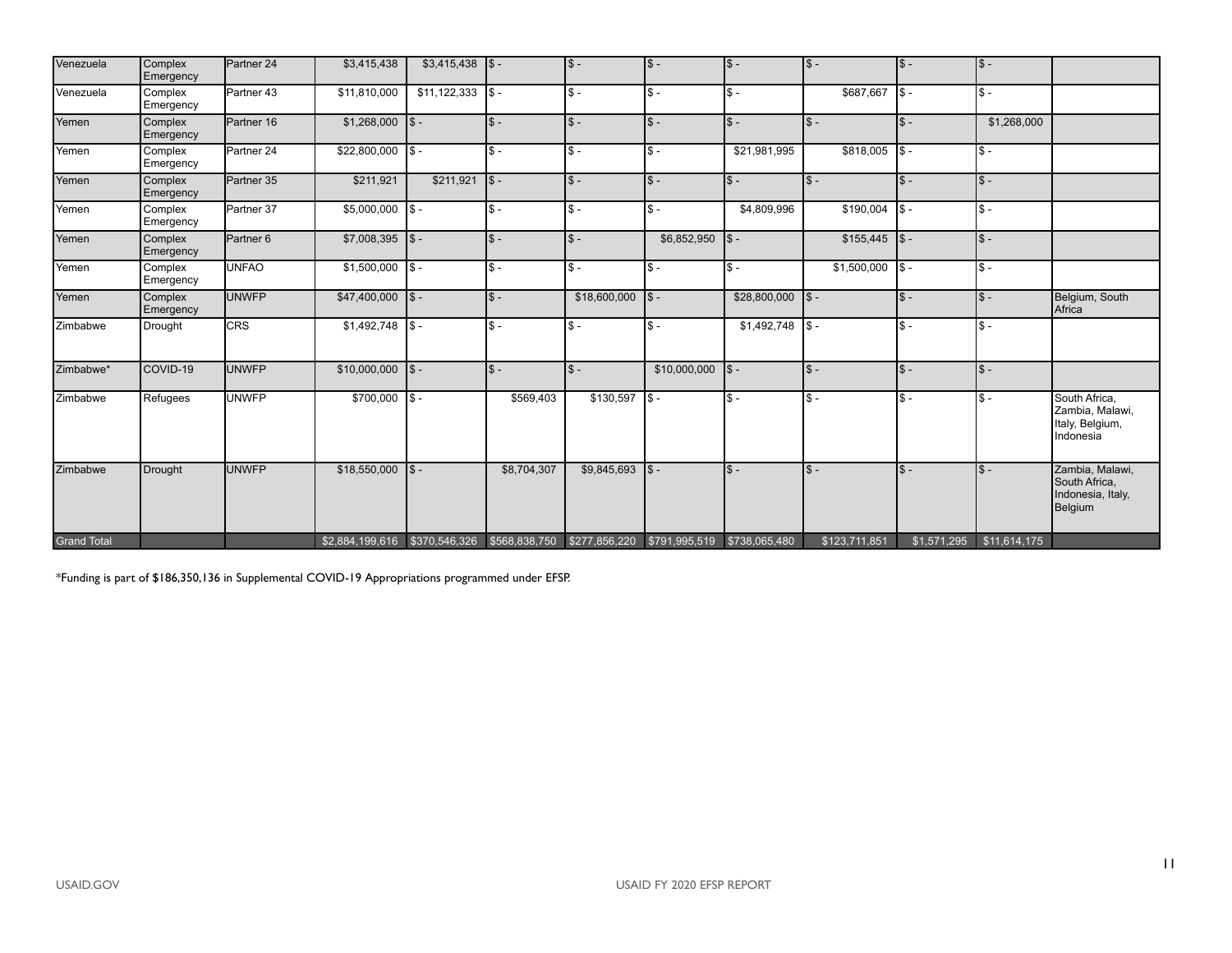| | | | | | | | | | | | | |
|---|---|---|---|---|---|---|---|---|---|---|---|---|
| Venezuela | Complex Emergency | Partner 24 | $3,415,438 | $3,415,438 | $ - | $ - | $ - | $ - | $ - | $ - | $ - | |
| Venezuela | Complex Emergency | Partner 43 | $11,810,000 | $11,122,333 | $ - | $ - | $ - | $ - | $687,667 | $ - | $ - | |
| Yemen | Complex Emergency | Partner 16 | $1,268,000 | $ - | $ - | $ - | $ - | $ - | $ - | $ - | $1,268,000 | |
| Yemen | Complex Emergency | Partner 24 | $22,800,000 | $ - | $ - | $ - | $ - | $21,981,995 | $818,005 | $ - | $ - | |
| Yemen | Complex Emergency | Partner 35 | $211,921 | $211,921 | $ - | $ - | $ - | $ - | $ - | $ - | $ - | |
| Yemen | Complex Emergency | Partner 37 | $5,000,000 | $ - | $ - | $ - | $ - | $4,809,996 | $190,004 | $ - | $ - | |
| Yemen | Complex Emergency | Partner 6 | $7,008,395 | $ - | $ - | $ - | $6,852,950 | $ - | $155,445 | $ - | $ - | |
| Yemen | Complex Emergency | UNFAO | $1,500,000 | $ - | $ - | $ - | $ - | $ - | $1,500,000 | $ - | $ - | |
| Yemen | Complex Emergency | UNWFP | $47,400,000 | $ - | $ - | $18,600,000 | $ - | $28,800,000 | $ - | $ - | $ - | Belgium, South Africa |
| Zimbabwe | Drought | CRS | $1,492,748 | $ - | $ - | $ - | $ - | $1,492,748 | $ - | $ - | $ - | |
| Zimbabwe* | COVID-19 | UNWFP | $10,000,000 | $ - | $ - | $ - | $10,000,000 | $ - | $ - | $ - | $ - | |
| Zimbabwe | Refugees | UNWFP | $700,000 | $ - | $569,403 | $130,597 | $ - | $ - | $ - | $ - | $ - | South Africa, Zambia, Malawi, Italy, Belgium, Indonesia |
| Zimbabwe | Drought | UNWFP | $18,550,000 | $ - | $8,704,307 | $9,845,693 | $ - | $ - | $ - | $ - | $ - | Zambia, Malawi, South Africa, Indonesia, Italy, Belgium |
| Grand Total | | | $2,884,199,616 | $370,546,326 | $568,838,750 | $277,856,220 | $791,995,519 | $738,065,480 | $123,711,851 | $1,571,295 | $11,614,175 | |

*Funding is part of $186,350,136 in Supplemental COVID-19 Appropriations programmed under EFSP.